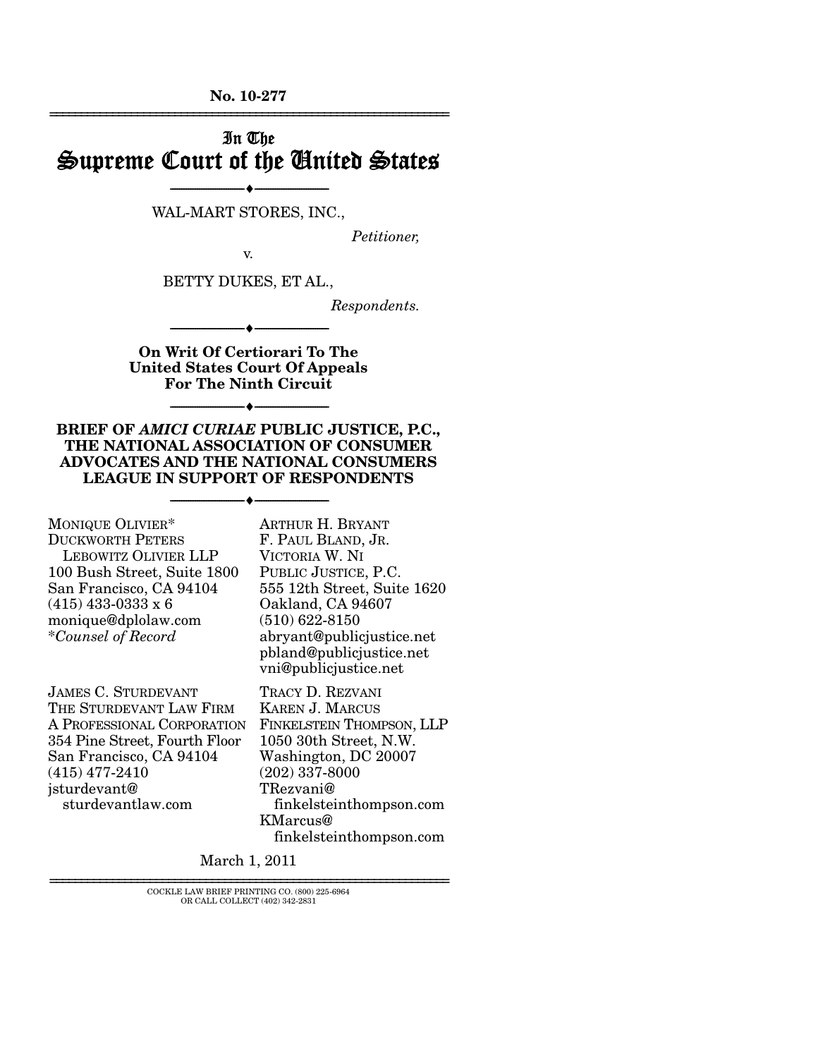**No. 10-277**

---

# In The Supreme Court of the United States

---

WAL-MART STORES, INC.,

*Petitioner,*

v.

BETTY DUKES, ET AL.,

*Respondents.*

---

**On Writ Of Certiorari To The United States Court Of Appeals For The Ninth Circuit**

---

**BRIEF OF *AMICI CURIAE* PUBLIC JUSTICE, P.C., THE NATIONAL ASSOCIATION OF CONSUMER ADVOCATES AND THE NATIONAL CONSUMERS LEAGUE IN SUPPORT OF RESPONDENTS**

---

MONIQUE OLIVIER*
DUCKWORTH PETERS LEBOWITZ OLIVIER LLP
100 Bush Street, Suite 1800
San Francisco, CA 94104
(415) 433-0333 x 6
monique@dplolaw.com
**Counsel of Record*

ARTHUR H. BRYANT
F. PAUL BLAND, JR.
VICTORIA W. NI
PUBLIC JUSTICE, P.C.
555 12th Street, Suite 1620
Oakland, CA 94607
(510) 622-8150
abryant@publicjustice.net
pbland@publicjustice.net
vni@publicjustice.net

JAMES C. STURDEVANT
THE STURDEVANT LAW FIRM
A PROFESSIONAL CORPORATION
354 Pine Street, Fourth Floor
San Francisco, CA 94104
(415) 477-2410
jsturdevant@sturdevantlaw.com

TRACY D. REZVANI
KAREN J. MARCUS
FINKELSTEIN THOMPSON, LLP
1050 30th Street, N.W.
Washington, DC 20007
(202) 337-8000
TRezvani@finkelsteinthompson.com
KMarcus@finkelsteinthompson.com

March 1, 2011

---

COCKLE LAW BRIEF PRINTING CO. (800) 225-6964
OR CALL COLLECT (402) 342-2831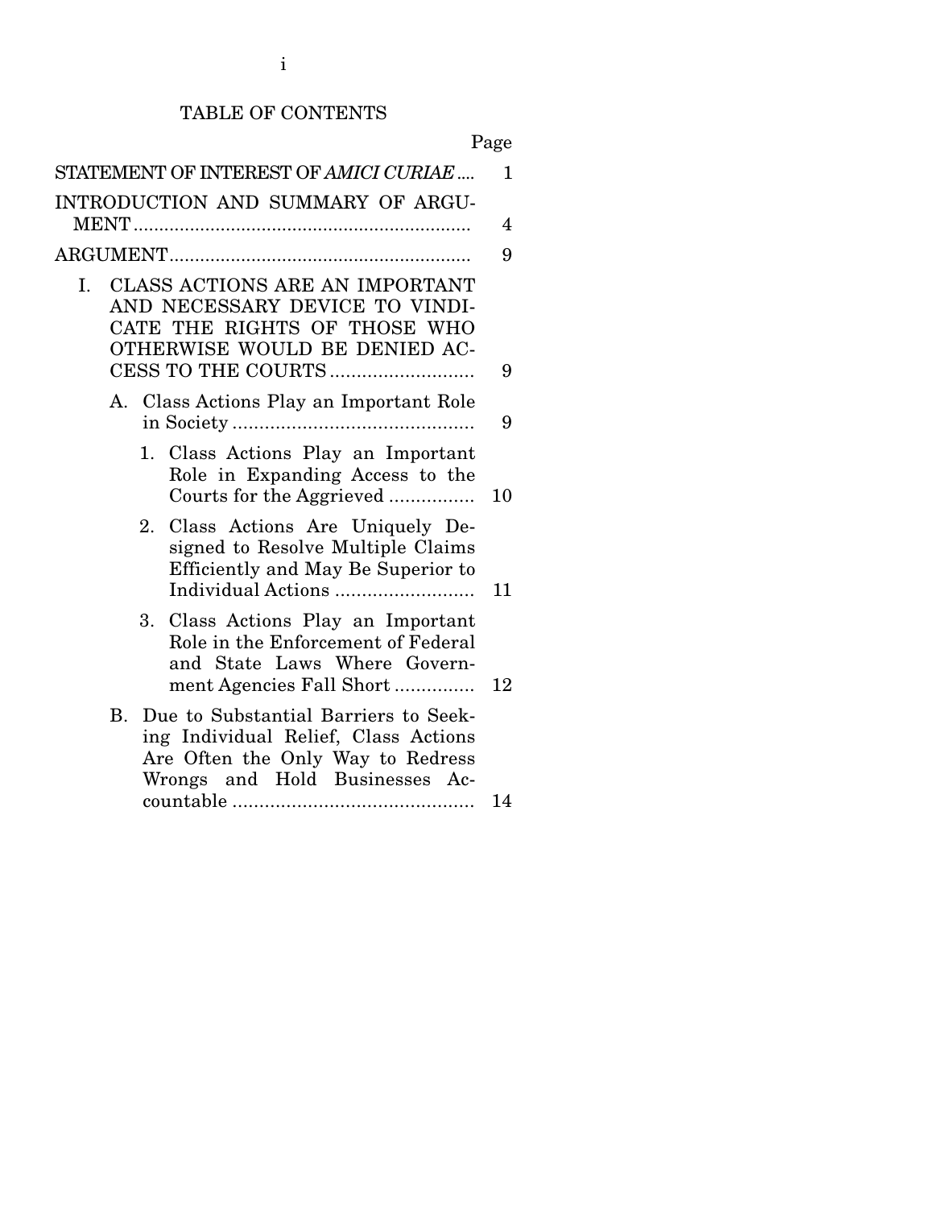# TABLE OF CONTENTS

| | Page |
|---|---|
| STATEMENT OF INTEREST OF *AMICI CURIAE* | 1 |
| INTRODUCTION AND SUMMARY OF ARGUMENT | 4 |
| ARGUMENT | 9 |
| I. CLASS ACTIONS ARE AN IMPORTANT AND NECESSARY DEVICE TO VINDICATE THE RIGHTS OF THOSE WHO OTHERWISE WOULD BE DENIED ACCESS TO THE COURTS | 9 |
| A. Class Actions Play an Important Role in Society | 9 |
| 1. Class Actions Play an Important Role in Expanding Access to the Courts for the Aggrieved | 10 |
| 2. Class Actions Are Uniquely Designed to Resolve Multiple Claims Efficiently and May Be Superior to Individual Actions | 11 |
| 3. Class Actions Play an Important Role in the Enforcement of Federal and State Laws Where Government Agencies Fall Short | 12 |
| B. Due to Substantial Barriers to Seeking Individual Relief, Class Actions Are Often the Only Way to Redress Wrongs and Hold Businesses Accountable | 14 |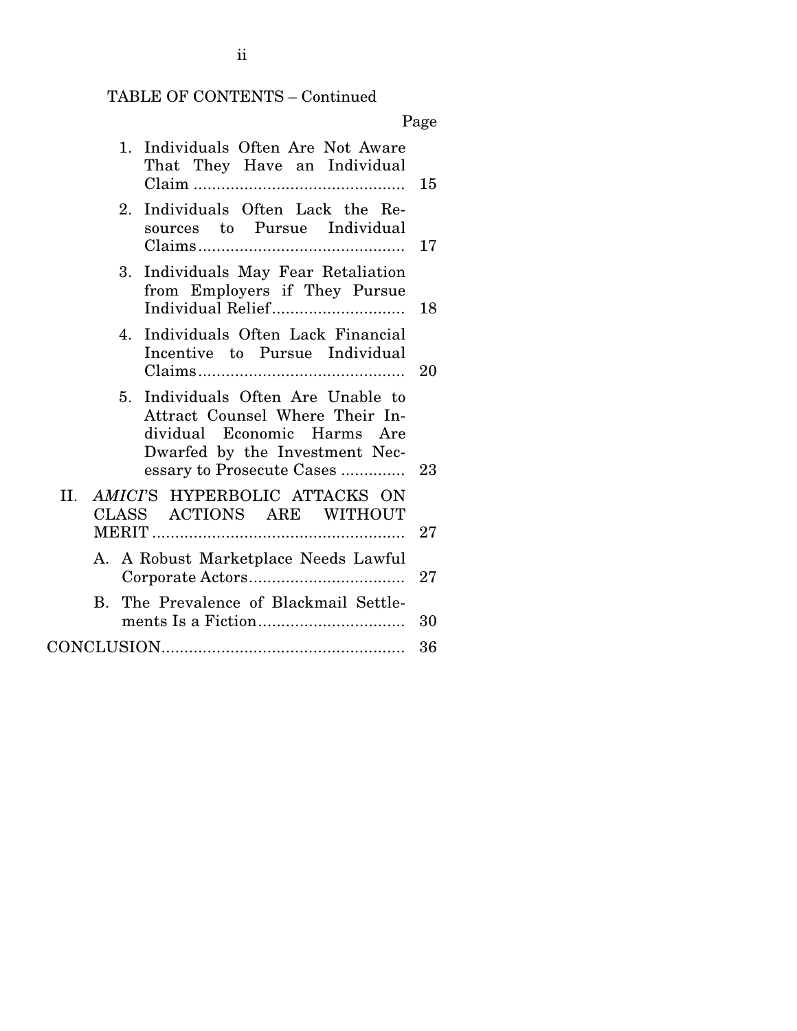TABLE OF CONTENTS – Continued

| | Page |
|---|---|
| 1. Individuals Often Are Not Aware That They Have an Individual Claim | 15 |
| 2. Individuals Often Lack the Resources to Pursue Individual Claims | 17 |
| 3. Individuals May Fear Retaliation from Employers if They Pursue Individual Relief | 18 |
| 4. Individuals Often Lack Financial Incentive to Pursue Individual Claims | 20 |
| 5. Individuals Often Are Unable to Attract Counsel Where Their Individual Economic Harms Are Dwarfed by the Investment Necessary to Prosecute Cases | 23 |
| II. *AMICI*'S HYPERBOLIC ATTACKS ON CLASS ACTIONS ARE WITHOUT MERIT | 27 |
| A. A Robust Marketplace Needs Lawful Corporate Actors | 27 |
| B. The Prevalence of Blackmail Settlements Is a Fiction | 30 |
| CONCLUSION | 36 |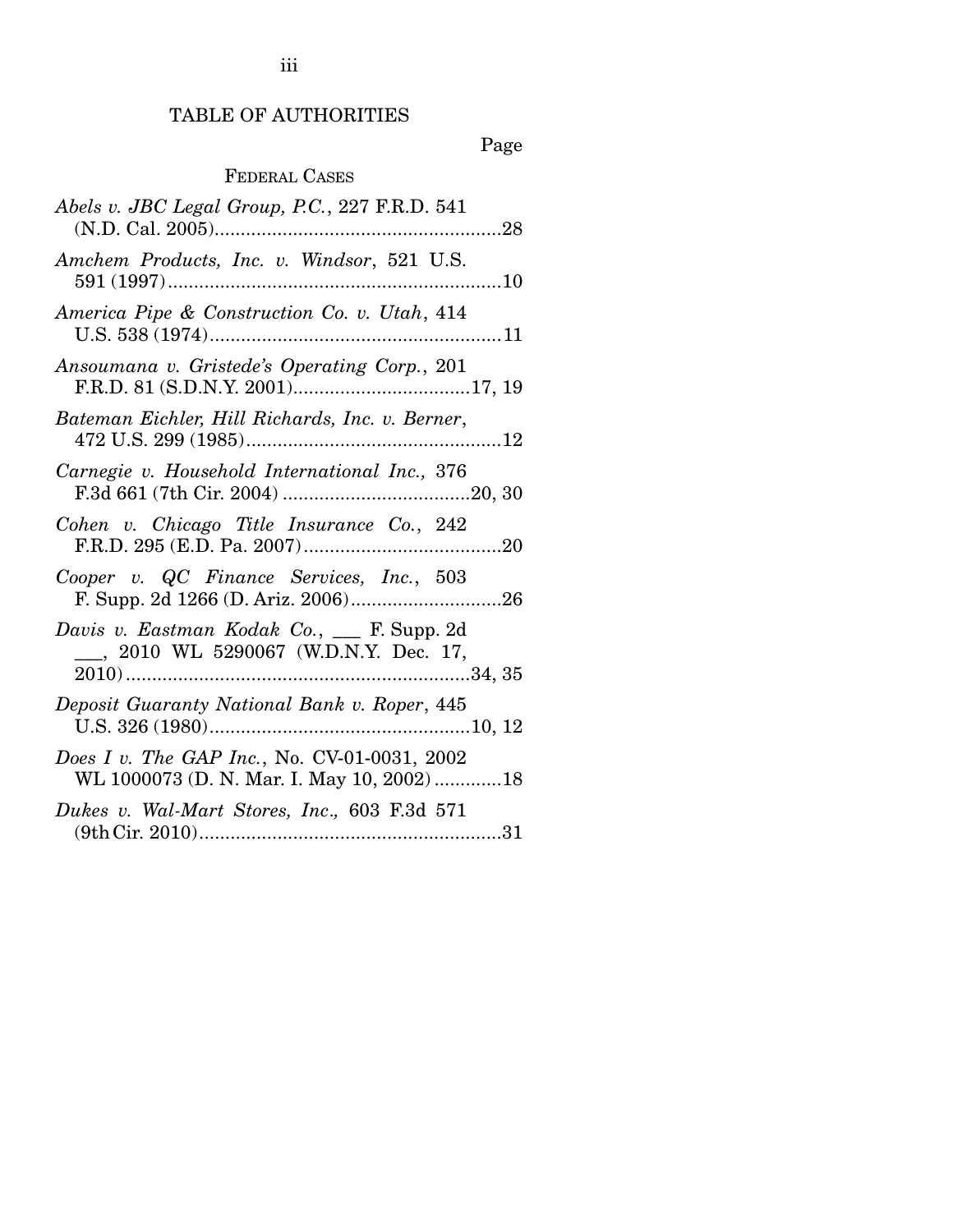## TABLE OF AUTHORITIES

Page

### FEDERAL CASES

*Abels v. JBC Legal Group, P.C.*, 227 F.R.D. 541 (N.D. Cal. 2005)........................................................28

*Amchem Products, Inc. v. Windsor*, 521 U.S. 591 (1997)................................................................10

*America Pipe & Construction Co. v. Utah*, 414 U.S. 538 (1974)........................................................11

*Ansoumana v. Gristede's Operating Corp.*, 201 F.R.D. 81 (S.D.N.Y. 2001)..................................17, 19

*Bateman Eichler, Hill Richards, Inc. v. Berner*, 472 U.S. 299 (1985).................................................12

*Carnegie v. Household International Inc.,* 376 F.3d 661 (7th Cir. 2004) ....................................20, 30

*Cohen v. Chicago Title Insurance Co.*, 242 F.R.D. 295 (E.D. Pa. 2007)......................................20

*Cooper v. QC Finance Services, Inc.*, 503 F. Supp. 2d 1266 (D. Ariz. 2006).............................26

*Davis v. Eastman Kodak Co.*, ___ F. Supp. 2d ___, 2010 WL 5290067 (W.D.N.Y. Dec. 17, 2010)..................................................................34, 35

*Deposit Guaranty National Bank v. Roper*, 445 U.S. 326 (1980)..................................................10, 12

*Does I v. The GAP Inc.*, No. CV-01-0031, 2002 WL 1000073 (D. N. Mar. I. May 10, 2002) .............18

*Dukes v. Wal-Mart Stores, Inc.,* 603 F.3d 571 (9th Cir. 2010)..........................................................31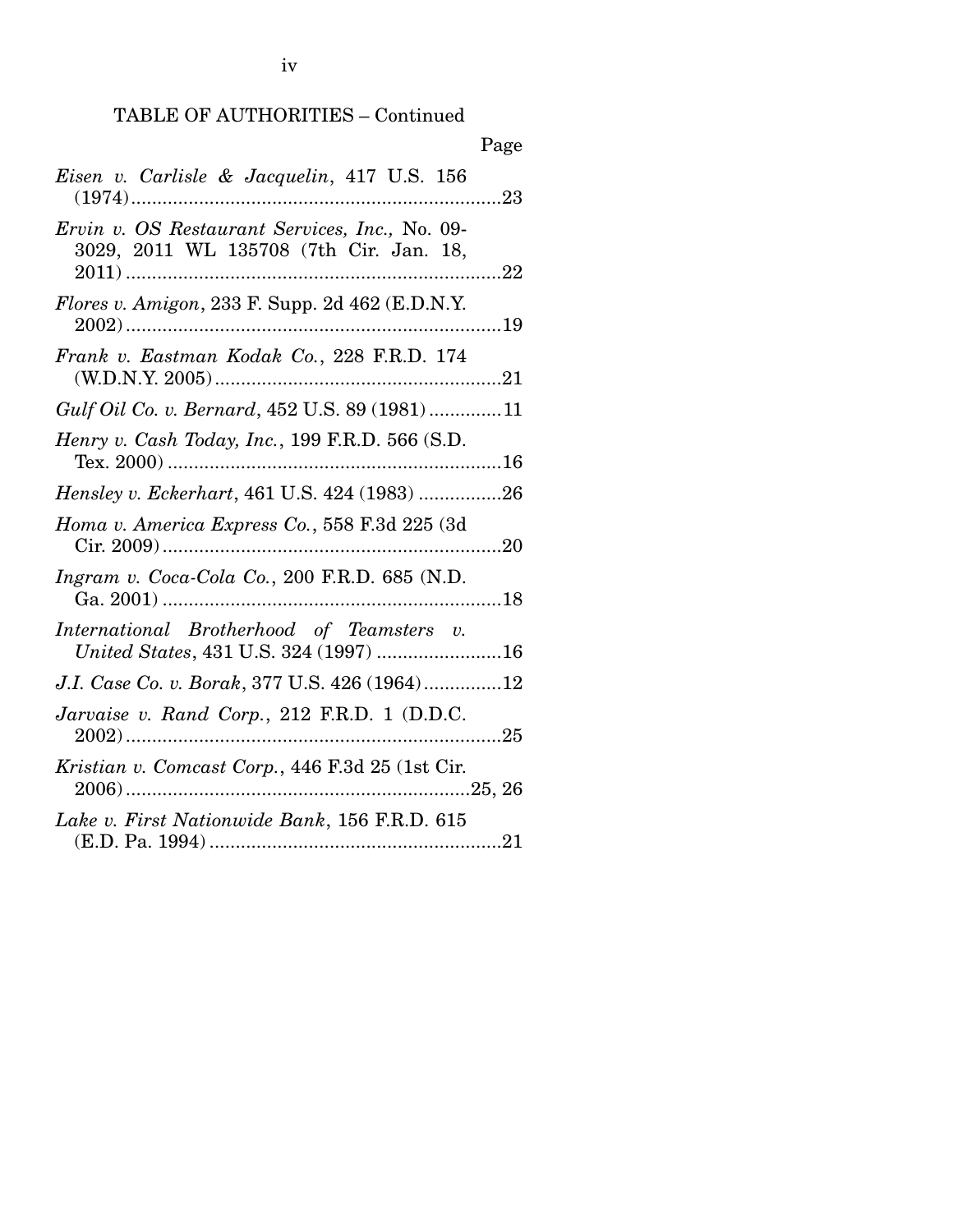TABLE OF AUTHORITIES – Continued

Page

*Eisen v. Carlisle & Jacquelin*, 417 U.S. 156 (1974)........................................................................23

*Ervin v. OS Restaurant Services, Inc.*, No. 09-3029, 2011 WL 135708 (7th Cir. Jan. 18, 2011)........................................................................22

*Flores v. Amigon*, 233 F. Supp. 2d 462 (E.D.N.Y. 2002)........................................................................19

*Frank v. Eastman Kodak Co.*, 228 F.R.D. 174 (W.D.N.Y. 2005)........................................................21

*Gulf Oil Co. v. Bernard*, 452 U.S. 89 (1981)..............11

*Henry v. Cash Today, Inc.*, 199 F.R.D. 566 (S.D. Tex. 2000)................................................................16

*Hensley v. Eckerhart*, 461 U.S. 424 (1983)................26

*Homa v. America Express Co.*, 558 F.3d 225 (3d Cir. 2009)................................................................20

*Ingram v. Coca-Cola Co.*, 200 F.R.D. 685 (N.D. Ga. 2001)................................................................18

*International Brotherhood of Teamsters v. United States*, 431 U.S. 324 (1997)........................16

*J.I. Case Co. v. Borak*, 377 U.S. 426 (1964)...............12

*Jarvaise v. Rand Corp.*, 212 F.R.D. 1 (D.D.C. 2002)........................................................................25

*Kristian v. Comcast Corp.*, 446 F.3d 25 (1st Cir. 2006)..................................................................25, 26

*Lake v. First Nationwide Bank*, 156 F.R.D. 615 (E.D. Pa. 1994)........................................................21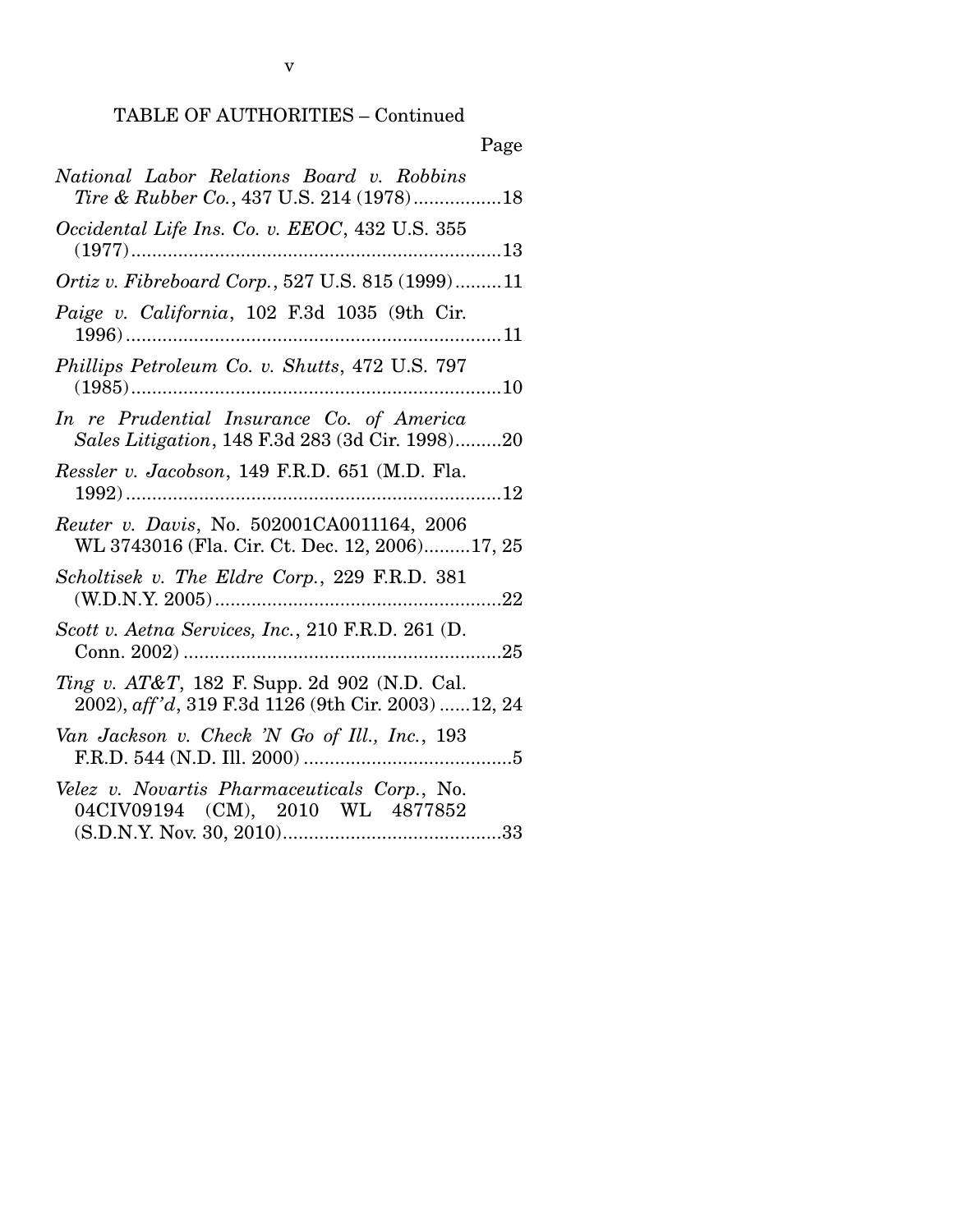TABLE OF AUTHORITIES – Continued

Page

*National Labor Relations Board v. Robbins Tire & Rubber Co.*, 437 U.S. 214 (1978).................18

*Occidental Life Ins. Co. v. EEOC*, 432 U.S. 355 (1977).......................................................................13

*Ortiz v. Fibreboard Corp.*, 527 U.S. 815 (1999).........11

*Paige v. California*, 102 F.3d 1035 (9th Cir. 1996)........................................................................11

*Phillips Petroleum Co. v. Shutts*, 472 U.S. 797 (1985).......................................................................10

*In re Prudential Insurance Co. of America Sales Litigation*, 148 F.3d 283 (3d Cir. 1998).........20

*Ressler v. Jacobson*, 149 F.R.D. 651 (M.D. Fla. 1992)........................................................................12

*Reuter v. Davis*, No. 502001CA0011164, 2006 WL 3743016 (Fla. Cir. Ct. Dec. 12, 2006).........17, 25

*Scholtisek v. The Eldre Corp.*, 229 F.R.D. 381 (W.D.N.Y. 2005).......................................................22

*Scott v. Aetna Services, Inc.*, 210 F.R.D. 261 (D. Conn. 2002) .............................................................25

*Ting v. AT&T*, 182 F. Supp. 2d 902 (N.D. Cal. 2002), *aff'd*, 319 F.3d 1126 (9th Cir. 2003) ......12, 24

*Van Jackson v. Check 'N Go of Ill., Inc.*, 193 F.R.D. 544 (N.D. Ill. 2000) ........................................5

*Velez v. Novartis Pharmaceuticals Corp.*, No. 04CIV09194 (CM), 2010 WL 4877852 (S.D.N.Y. Nov. 30, 2010)..........................................33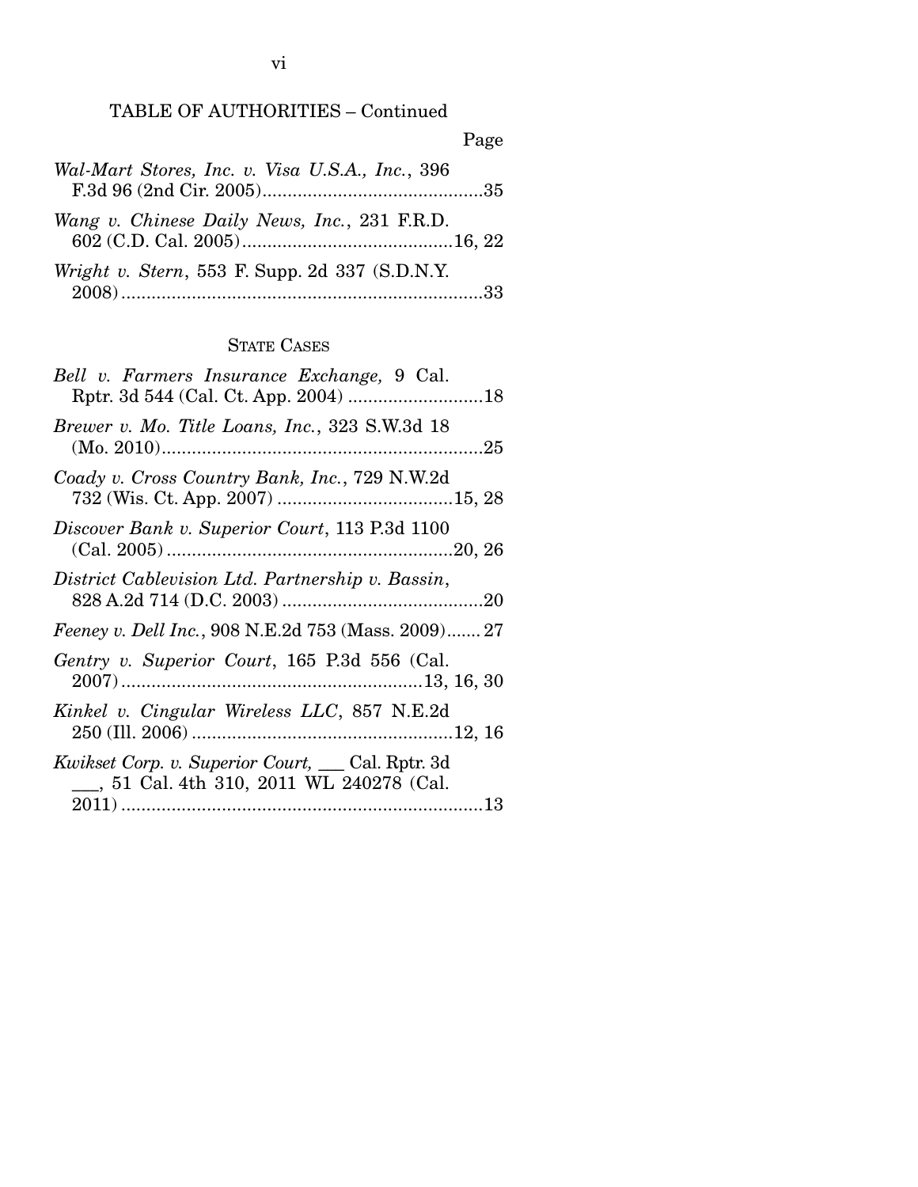TABLE OF AUTHORITIES – Continued

Page

*Wal-Mart Stores, Inc. v. Visa U.S.A., Inc.*, 396 F.3d 96 (2nd Cir. 2005)............................................35

*Wang v. Chinese Daily News, Inc.*, 231 F.R.D. 602 (C.D. Cal. 2005)..........................................16, 22

*Wright v. Stern*, 553 F. Supp. 2d 337 (S.D.N.Y. 2008).........................................................................33

STATE CASES

*Bell v. Farmers Insurance Exchange,* 9 Cal. Rptr. 3d 544 (Cal. Ct. App. 2004) ...........................18

*Brewer v. Mo. Title Loans, Inc.*, 323 S.W.3d 18 (Mo. 2010)................................................................25

*Coady v. Cross Country Bank, Inc.*, 729 N.W.2d 732 (Wis. Ct. App. 2007) ...................................15, 28

*Discover Bank v. Superior Court*, 113 P.3d 1100 (Cal. 2005).........................................................20, 26

*District Cablevision Ltd. Partnership v. Bassin*, 828 A.2d 714 (D.C. 2003) ........................................20

*Feeney v. Dell Inc.*, 908 N.E.2d 753 (Mass. 2009)....... 27

*Gentry v. Superior Court*, 165 P.3d 556 (Cal. 2007)...........................................................13, 16, 30

*Kinkel v. Cingular Wireless LLC*, 857 N.E.2d 250 (Ill. 2006)....................................................12, 16

*Kwikset Corp. v. Superior Court,* ___ Cal. Rptr. 3d ___, 51 Cal. 4th 310, 2011 WL 240278 (Cal. 2011).........................................................................13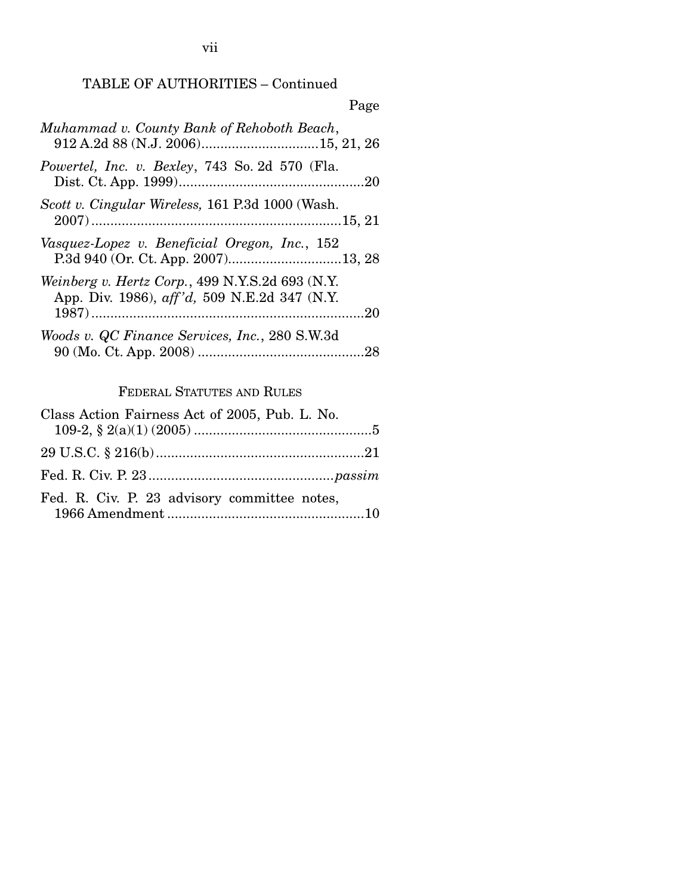TABLE OF AUTHORITIES – Continued

Page

*Muhammad v. County Bank of Rehoboth Beach*, 912 A.2d 88 (N.J. 2006)...............................15, 21, 26

*Powertel, Inc. v. Bexley*, 743 So. 2d 570 (Fla. Dist. Ct. App. 1999).................................................20

*Scott v. Cingular Wireless,* 161 P.3d 1000 (Wash. 2007).................................................................15, 21

*Vasquez-Lopez v. Beneficial Oregon, Inc.*, 152 P.3d 940 (Or. Ct. App. 2007).............................13, 28

*Weinberg v. Hertz Corp.*, 499 N.Y.S.2d 693 (N.Y. App. Div. 1986), *aff'd,* 509 N.E.2d 347 (N.Y. 1987)........................................................................20

*Woods v. QC Finance Services, Inc.*, 280 S.W.3d 90 (Mo. Ct. App. 2008) ............................................28

## FEDERAL STATUTES AND RULES

Class Action Fairness Act of 2005, Pub. L. No. 109-2, § 2(a)(1) (2005) ...............................................5

29 U.S.C. § 216(b).......................................................21

Fed. R. Civ. P. 23................................................*passim*

Fed. R. Civ. P. 23 advisory committee notes, 1966 Amendment ....................................................10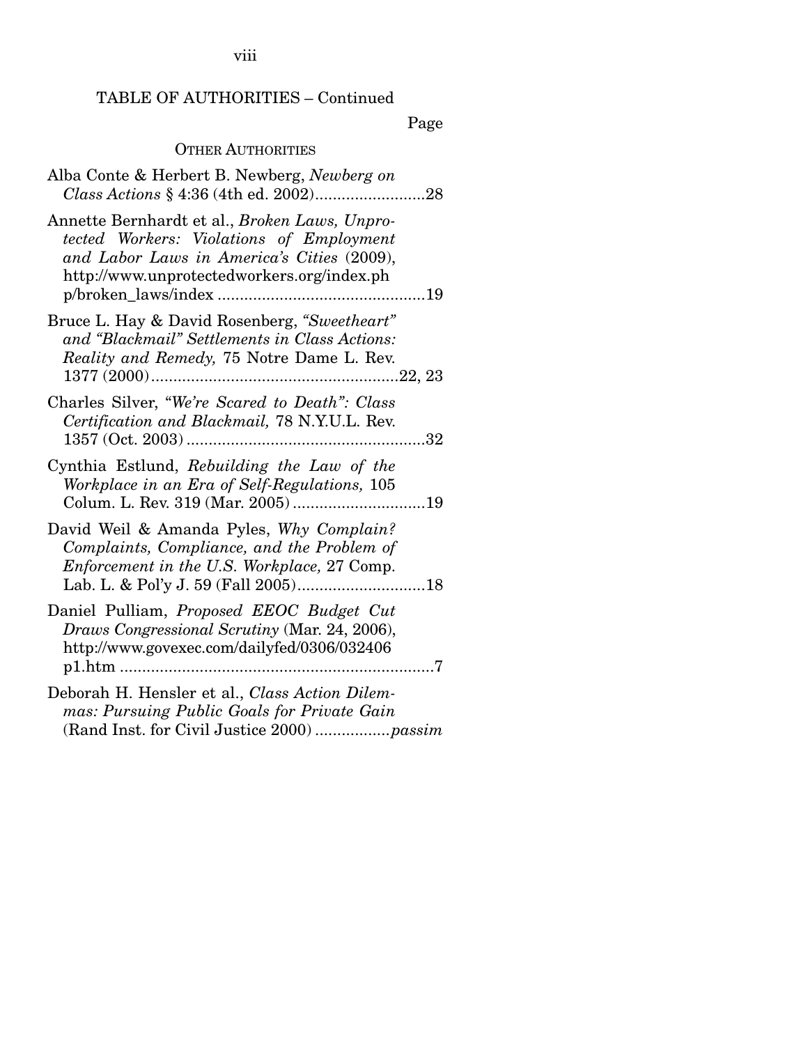TABLE OF AUTHORITIES – Continued

Page

OTHER AUTHORITIES

Alba Conte & Herbert B. Newberg, *Newberg on Class Actions* § 4:36 (4th ed. 2002) ......................... 28

Annette Bernhardt et al., *Broken Laws, Unprotected Workers: Violations of Employment and Labor Laws in America's Cities* (2009), http://www.unprotectedworkers.org/index.php/broken_laws/index ............................................... 19

Bruce L. Hay & David Rosenberg, *"Sweetheart" and "Blackmail" Settlements in Class Actions: Reality and Remedy,* 75 Notre Dame L. Rev. 1377 (2000) ........................................................ 22, 23

Charles Silver, *"We're Scared to Death": Class Certification and Blackmail,* 78 N.Y.U.L. Rev. 1357 (Oct. 2003) ...................................................... 32

Cynthia Estlund, *Rebuilding the Law of the Workplace in an Era of Self-Regulations,* 105 Colum. L. Rev. 319 (Mar. 2005) .............................. 19

David Weil & Amanda Pyles, *Why Complain? Complaints, Compliance, and the Problem of Enforcement in the U.S. Workplace,* 27 Comp. Lab. L. & Pol'y J. 59 (Fall 2005) ............................. 18

Daniel Pulliam, *Proposed EEOC Budget Cut Draws Congressional Scrutiny* (Mar. 24, 2006), http://www.govexec.com/dailyfed/0306/032406p1.htm ....................................................................... 7

Deborah H. Hensler et al., *Class Action Dilemmas: Pursuing Public Goals for Private Gain* (Rand Inst. for Civil Justice 2000) ................. *passim*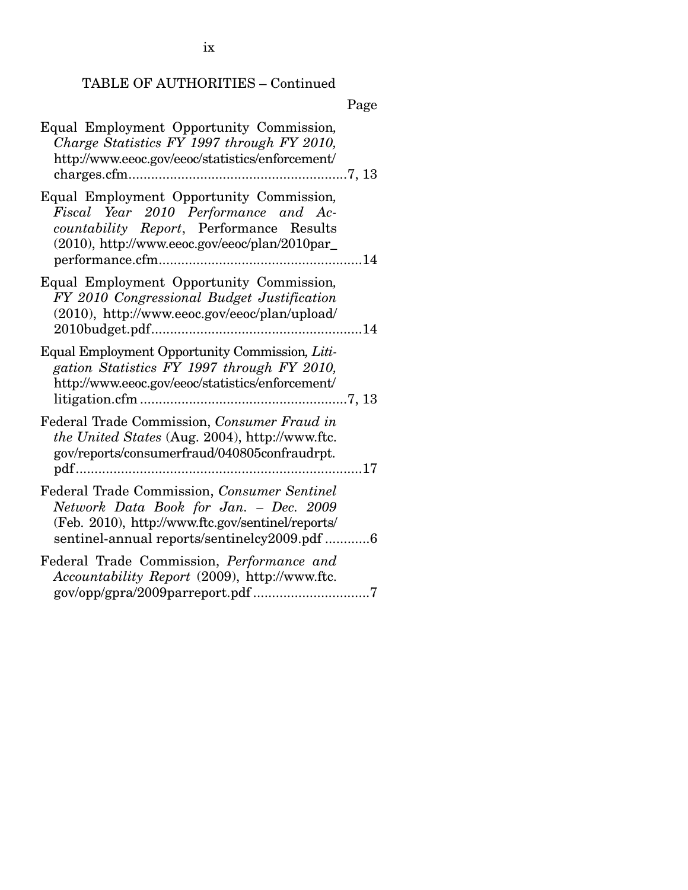TABLE OF AUTHORITIES – Continued

Page

Equal Employment Opportunity Commission, *Charge Statistics FY 1997 through FY 2010*, http://www.eeoc.gov/eeoc/statistics/enforcement/charges.cfm ..........7, 13

Equal Employment Opportunity Commission, *Fiscal Year 2010 Performance and Accountability Report*, Performance Results (2010), http://www.eeoc.gov/eeoc/plan/2010par_performance.cfm ..........14

Equal Employment Opportunity Commission, *FY 2010 Congressional Budget Justification* (2010), http://www.eeoc.gov/eeoc/plan/upload/2010budget.pdf ..........14

Equal Employment Opportunity Commission, *Litigation Statistics FY 1997 through FY 2010*, http://www.eeoc.gov/eeoc/statistics/enforcement/litigation.cfm ..........7, 13

Federal Trade Commission, *Consumer Fraud in the United States* (Aug. 2004), http://www.ftc.gov/reports/consumerfraud/040805confraudrpt.pdf ..........17

Federal Trade Commission, *Consumer Sentinel Network Data Book for Jan. – Dec. 2009* (Feb. 2010), http://www.ftc.gov/sentinel/reports/sentinel-annual reports/sentinelcy2009.pdf ..........6

Federal Trade Commission, *Performance and Accountability Report* (2009), http://www.ftc.gov/opp/gpra/2009parreport.pdf ..........7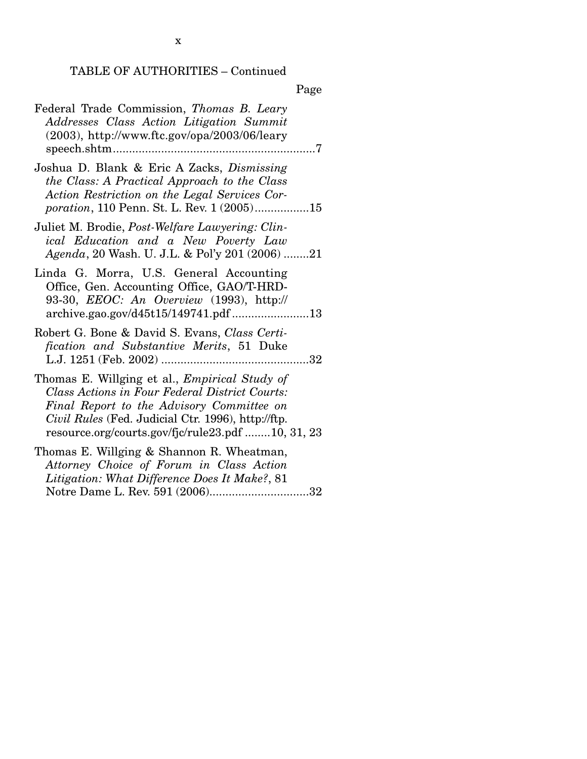TABLE OF AUTHORITIES – Continued

Page

Federal Trade Commission, *Thomas B. Leary Addresses Class Action Litigation Summit* (2003), http://www.ftc.gov/opa/2003/06/leary speech.shtm ...............................................................7

Joshua D. Blank & Eric A Zacks, *Dismissing the Class: A Practical Approach to the Class Action Restriction on the Legal Services Corporation*, 110 Penn. St. L. Rev. 1 (2005).................15

Juliet M. Brodie, *Post-Welfare Lawyering: Clinical Education and a New Poverty Law Agenda*, 20 Wash. U. J.L. & Pol'y 201 (2006) ........21

Linda G. Morra, U.S. General Accounting Office, Gen. Accounting Office, GAO/T-HRD-93-30, *EEOC: An Overview* (1993), http://archive.gao.gov/d45t15/149741.pdf ........................13

Robert G. Bone & David S. Evans, *Class Certification and Substantive Merits*, 51 Duke L.J. 1251 (Feb. 2002) ..............................................32

Thomas E. Willging et al., *Empirical Study of Class Actions in Four Federal District Courts: Final Report to the Advisory Committee on Civil Rules* (Fed. Judicial Ctr. 1996), http://ftp.resource.org/courts.gov/fjc/rule23.pdf ........10, 31, 23

Thomas E. Willging & Shannon R. Wheatman, *Attorney Choice of Forum in Class Action Litigation: What Difference Does It Make?*, 81 Notre Dame L. Rev. 591 (2006)...............................32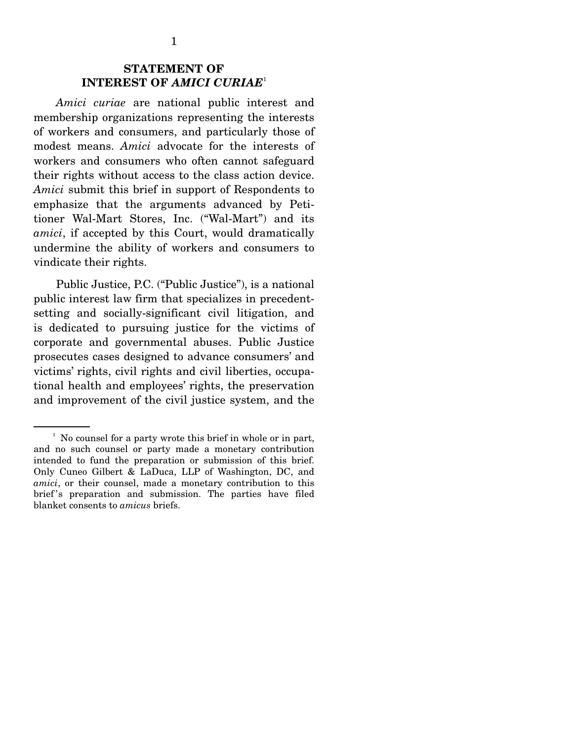## STATEMENT OF INTEREST OF *AMICI CURIAE*[1]

*Amici curiae* are national public interest and membership organizations representing the interests of workers and consumers, and particularly those of modest means. *Amici* advocate for the interests of workers and consumers who often cannot safeguard their rights without access to the class action device. *Amici* submit this brief in support of Respondents to emphasize that the arguments advanced by Petitioner Wal-Mart Stores, Inc. ("Wal-Mart") and its *amici*, if accepted by this Court, would dramatically undermine the ability of workers and consumers to vindicate their rights.

Public Justice, P.C. ("Public Justice"), is a national public interest law firm that specializes in precedent-setting and socially-significant civil litigation, and is dedicated to pursuing justice for the victims of corporate and governmental abuses. Public Justice prosecutes cases designed to advance consumers' and victims' rights, civil rights and civil liberties, occupational health and employees' rights, the preservation and improvement of the civil justice system, and the

---

[1] No counsel for a party wrote this brief in whole or in part, and no such counsel or party made a monetary contribution intended to fund the preparation or submission of this brief. Only Cuneo Gilbert & LaDuca, LLP of Washington, DC, and *amici*, or their counsel, made a monetary contribution to this brief's preparation and submission. The parties have filed blanket consents to *amicus* briefs.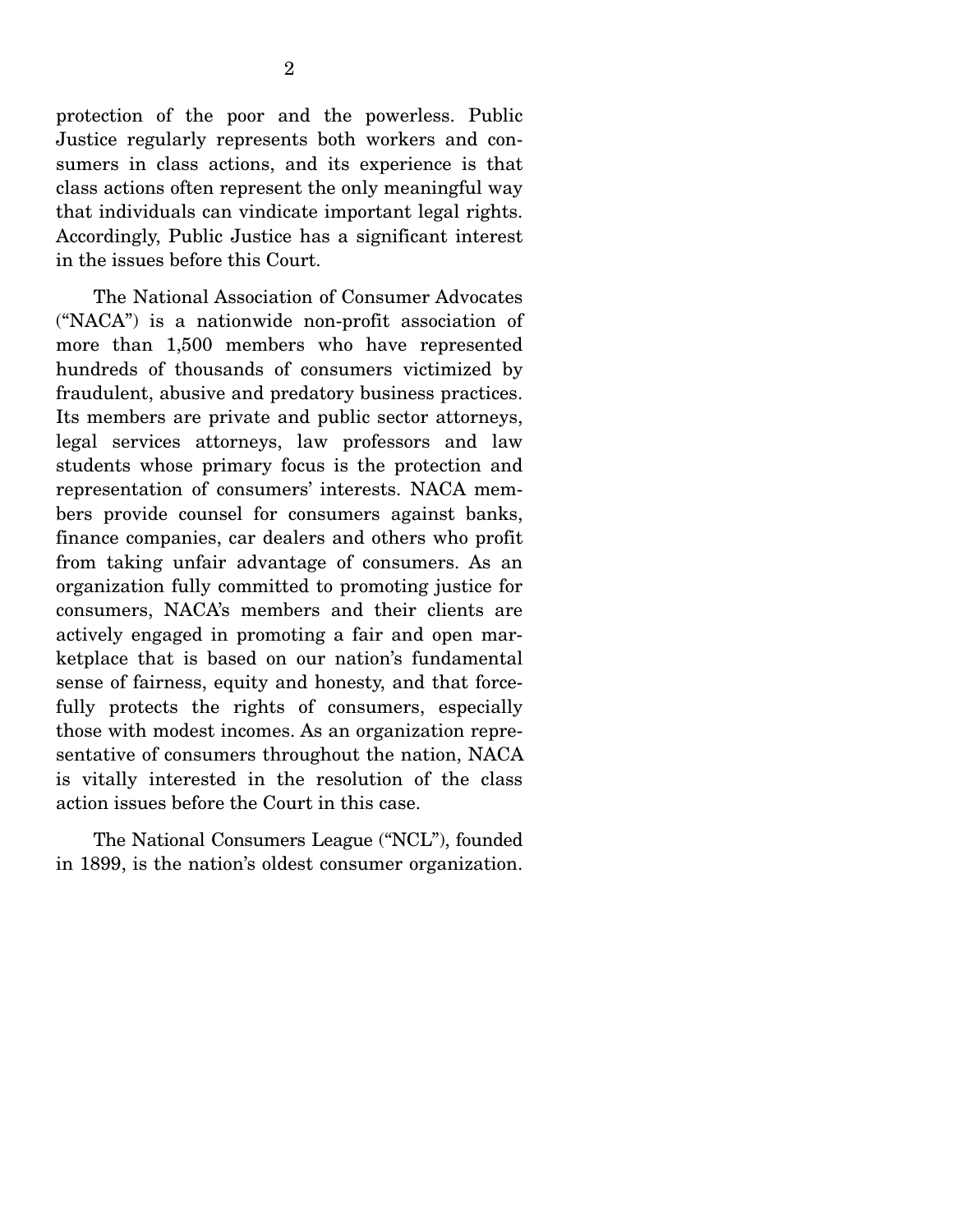protection of the poor and the powerless. Public Justice regularly represents both workers and consumers in class actions, and its experience is that class actions often represent the only meaningful way that individuals can vindicate important legal rights. Accordingly, Public Justice has a significant interest in the issues before this Court.

The National Association of Consumer Advocates ("NACA") is a nationwide non-profit association of more than 1,500 members who have represented hundreds of thousands of consumers victimized by fraudulent, abusive and predatory business practices. Its members are private and public sector attorneys, legal services attorneys, law professors and law students whose primary focus is the protection and representation of consumers' interests. NACA members provide counsel for consumers against banks, finance companies, car dealers and others who profit from taking unfair advantage of consumers. As an organization fully committed to promoting justice for consumers, NACA's members and their clients are actively engaged in promoting a fair and open marketplace that is based on our nation's fundamental sense of fairness, equity and honesty, and that forcefully protects the rights of consumers, especially those with modest incomes. As an organization representative of consumers throughout the nation, NACA is vitally interested in the resolution of the class action issues before the Court in this case.

The National Consumers League ("NCL"), founded in 1899, is the nation's oldest consumer organization.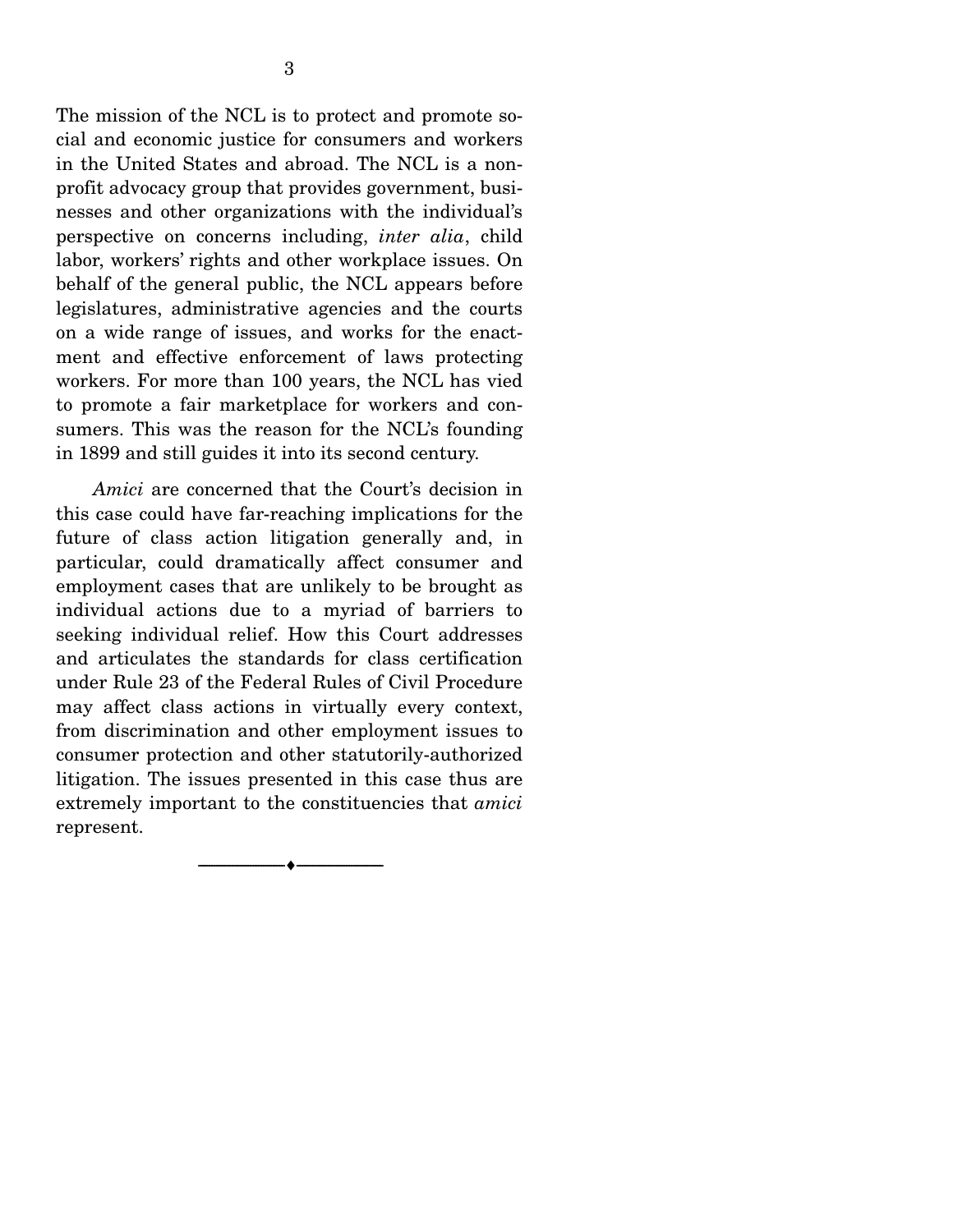The mission of the NCL is to protect and promote social and economic justice for consumers and workers in the United States and abroad. The NCL is a nonprofit advocacy group that provides government, businesses and other organizations with the individual's perspective on concerns including, *inter alia*, child labor, workers' rights and other workplace issues. On behalf of the general public, the NCL appears before legislatures, administrative agencies and the courts on a wide range of issues, and works for the enactment and effective enforcement of laws protecting workers. For more than 100 years, the NCL has vied to promote a fair marketplace for workers and consumers. This was the reason for the NCL's founding in 1899 and still guides it into its second century.

*Amici* are concerned that the Court's decision in this case could have far-reaching implications for the future of class action litigation generally and, in particular, could dramatically affect consumer and employment cases that are unlikely to be brought as individual actions due to a myriad of barriers to seeking individual relief. How this Court addresses and articulates the standards for class certification under Rule 23 of the Federal Rules of Civil Procedure may affect class actions in virtually every context, from discrimination and other employment issues to consumer protection and other statutorily-authorized litigation. The issues presented in this case thus are extremely important to the constituencies that *amici* represent.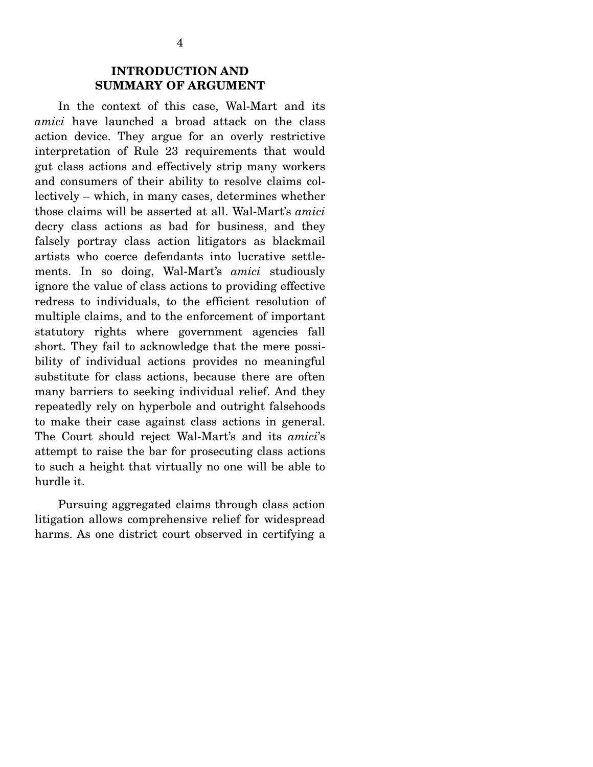## INTRODUCTION AND SUMMARY OF ARGUMENT

In the context of this case, Wal-Mart and its *amici* have launched a broad attack on the class action device. They argue for an overly restrictive interpretation of Rule 23 requirements that would gut class actions and effectively strip many workers and consumers of their ability to resolve claims collectively – which, in many cases, determines whether those claims will be asserted at all. Wal-Mart's *amici* decry class actions as bad for business, and they falsely portray class action litigators as blackmail artists who coerce defendants into lucrative settlements. In so doing, Wal-Mart's *amici* studiously ignore the value of class actions to providing effective redress to individuals, to the efficient resolution of multiple claims, and to the enforcement of important statutory rights where government agencies fall short. They fail to acknowledge that the mere possibility of individual actions provides no meaningful substitute for class actions, because there are often many barriers to seeking individual relief. And they repeatedly rely on hyperbole and outright falsehoods to make their case against class actions in general. The Court should reject Wal-Mart's and its *amici*'s attempt to raise the bar for prosecuting class actions to such a height that virtually no one will be able to hurdle it.

Pursuing aggregated claims through class action litigation allows comprehensive relief for widespread harms. As one district court observed in certifying a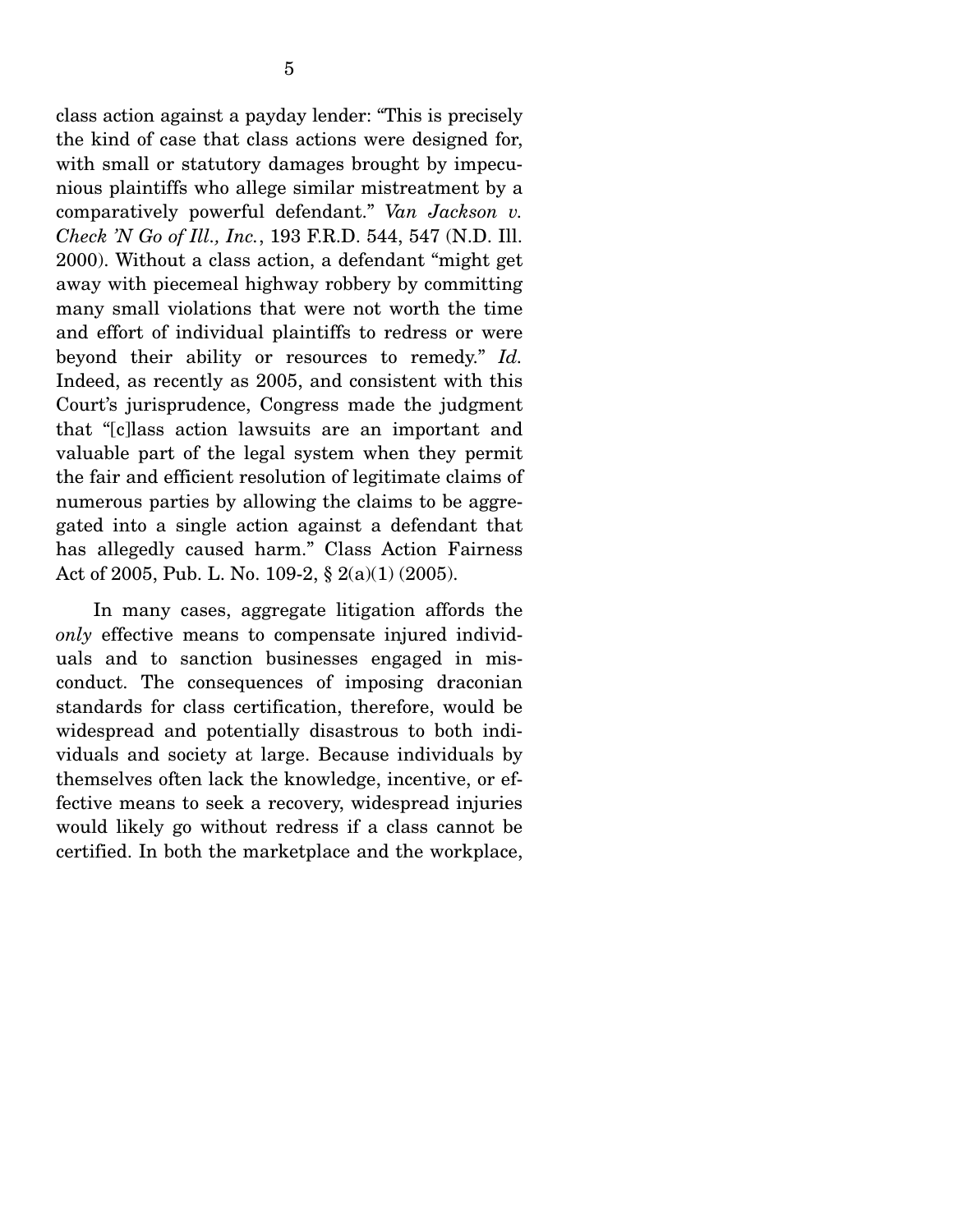class action against a payday lender: "This is precisely the kind of case that class actions were designed for, with small or statutory damages brought by impecunious plaintiffs who allege similar mistreatment by a comparatively powerful defendant." *Van Jackson v. Check 'N Go of Ill., Inc.*, 193 F.R.D. 544, 547 (N.D. Ill. 2000). Without a class action, a defendant "might get away with piecemeal highway robbery by committing many small violations that were not worth the time and effort of individual plaintiffs to redress or were beyond their ability or resources to remedy." *Id.* Indeed, as recently as 2005, and consistent with this Court's jurisprudence, Congress made the judgment that "[c]lass action lawsuits are an important and valuable part of the legal system when they permit the fair and efficient resolution of legitimate claims of numerous parties by allowing the claims to be aggregated into a single action against a defendant that has allegedly caused harm." Class Action Fairness Act of 2005, Pub. L. No. 109-2, § 2(a)(1) (2005).

In many cases, aggregate litigation affords the *only* effective means to compensate injured individuals and to sanction businesses engaged in misconduct. The consequences of imposing draconian standards for class certification, therefore, would be widespread and potentially disastrous to both individuals and society at large. Because individuals by themselves often lack the knowledge, incentive, or effective means to seek a recovery, widespread injuries would likely go without redress if a class cannot be certified. In both the marketplace and the workplace,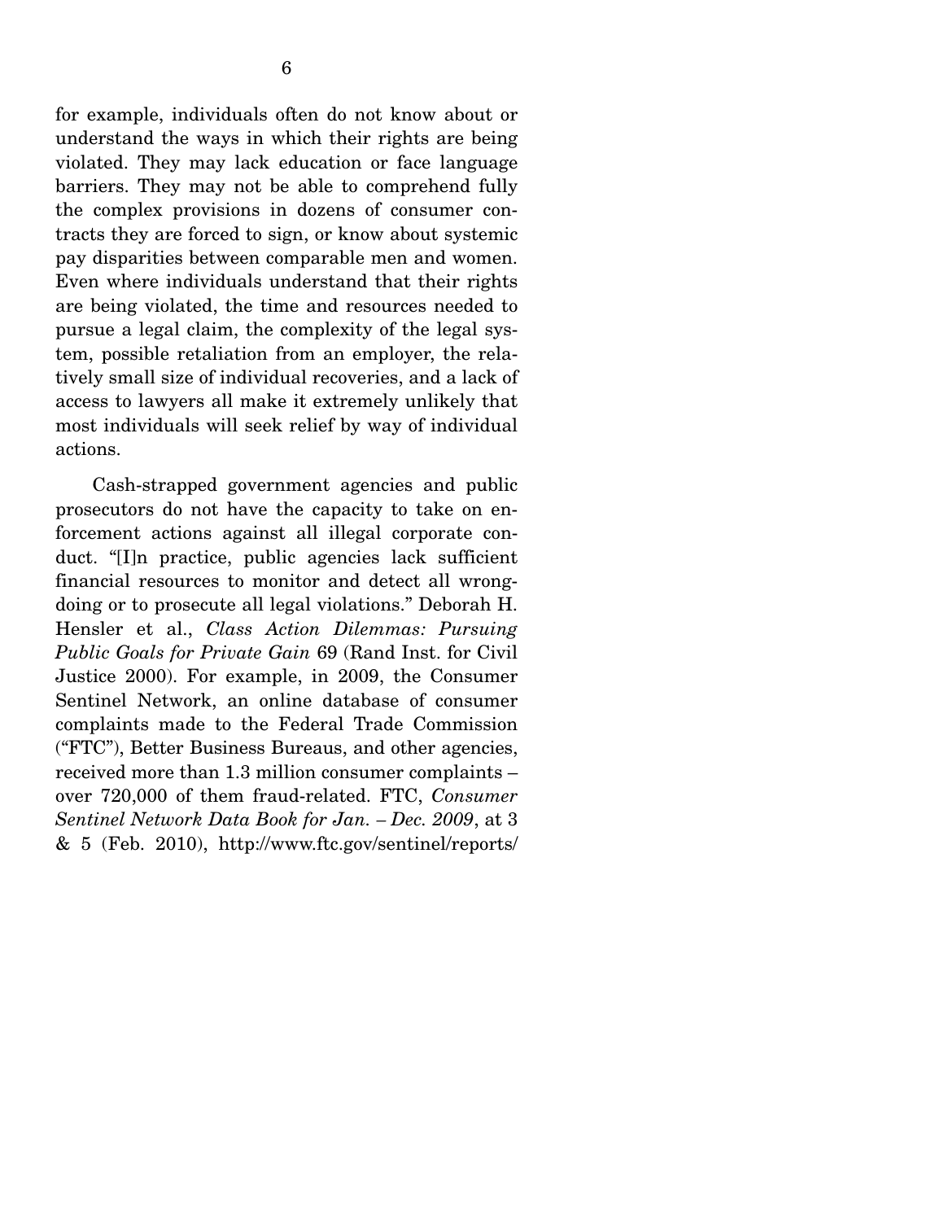for example, individuals often do not know about or understand the ways in which their rights are being violated. They may lack education or face language barriers. They may not be able to comprehend fully the complex provisions in dozens of consumer contracts they are forced to sign, or know about systemic pay disparities between comparable men and women. Even where individuals understand that their rights are being violated, the time and resources needed to pursue a legal claim, the complexity of the legal system, possible retaliation from an employer, the relatively small size of individual recoveries, and a lack of access to lawyers all make it extremely unlikely that most individuals will seek relief by way of individual actions.

Cash-strapped government agencies and public prosecutors do not have the capacity to take on enforcement actions against all illegal corporate conduct. "[I]n practice, public agencies lack sufficient financial resources to monitor and detect all wrongdoing or to prosecute all legal violations." Deborah H. Hensler et al., *Class Action Dilemmas: Pursuing Public Goals for Private Gain* 69 (Rand Inst. for Civil Justice 2000). For example, in 2009, the Consumer Sentinel Network, an online database of consumer complaints made to the Federal Trade Commission ("FTC"), Better Business Bureaus, and other agencies, received more than 1.3 million consumer complaints – over 720,000 of them fraud-related. FTC, *Consumer Sentinel Network Data Book for Jan. – Dec. 2009*, at 3 & 5 (Feb. 2010), http://www.ftc.gov/sentinel/reports/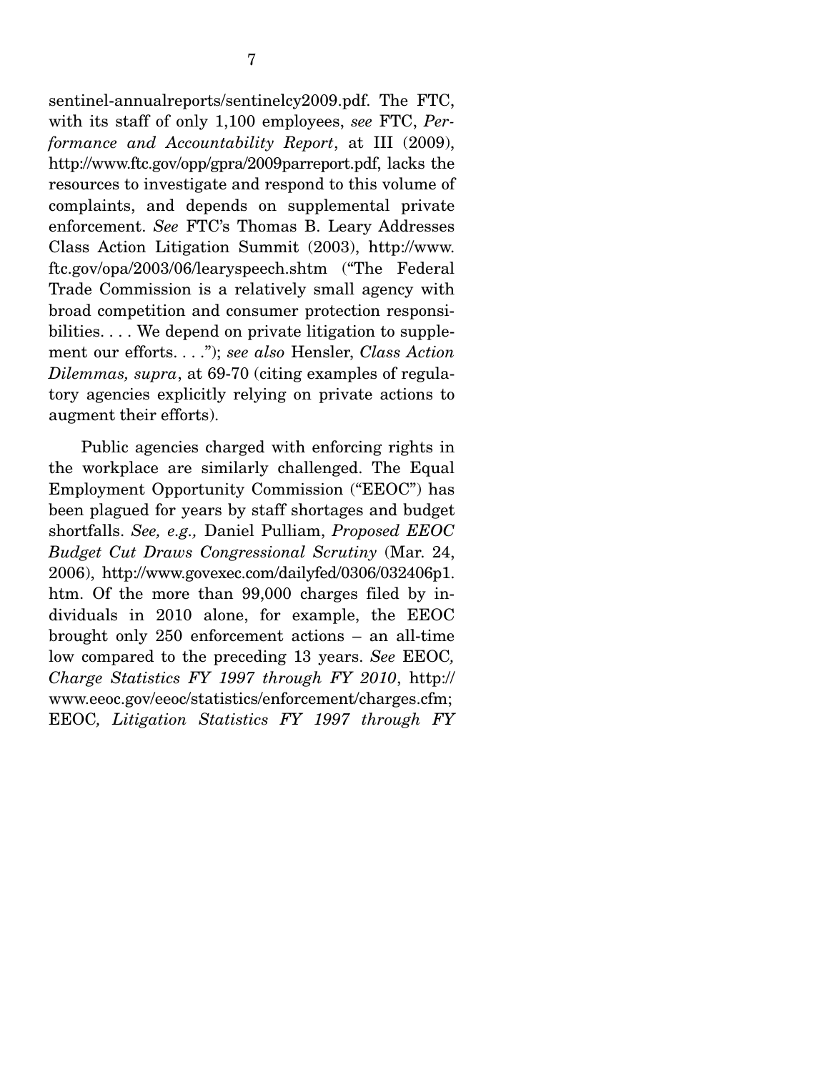sentinel-annualreports/sentinelcy2009.pdf. The FTC, with its staff of only 1,100 employees, *see* FTC, *Performance and Accountability Report*, at III (2009), http://www.ftc.gov/opp/gpra/2009parreport.pdf, lacks the resources to investigate and respond to this volume of complaints, and depends on supplemental private enforcement. *See* FTC's Thomas B. Leary Addresses Class Action Litigation Summit (2003), http://www.ftc.gov/opa/2003/06/learyspeech.shtm ("The Federal Trade Commission is a relatively small agency with broad competition and consumer protection responsibilities. . . . We depend on private litigation to supplement our efforts. . . ."); *see also* Hensler, *Class Action Dilemmas, supra*, at 69-70 (citing examples of regulatory agencies explicitly relying on private actions to augment their efforts).

Public agencies charged with enforcing rights in the workplace are similarly challenged. The Equal Employment Opportunity Commission ("EEOC") has been plagued for years by staff shortages and budget shortfalls. *See, e.g.,* Daniel Pulliam, *Proposed EEOC Budget Cut Draws Congressional Scrutiny* (Mar. 24, 2006), http://www.govexec.com/dailyfed/0306/032406p1.htm. Of the more than 99,000 charges filed by individuals in 2010 alone, for example, the EEOC brought only 250 enforcement actions – an all-time low compared to the preceding 13 years. *See* EEOC*, Charge Statistics FY 1997 through FY 2010*, http://www.eeoc.gov/eeoc/statistics/enforcement/charges.cfm; EEOC*, Litigation Statistics FY 1997 through FY*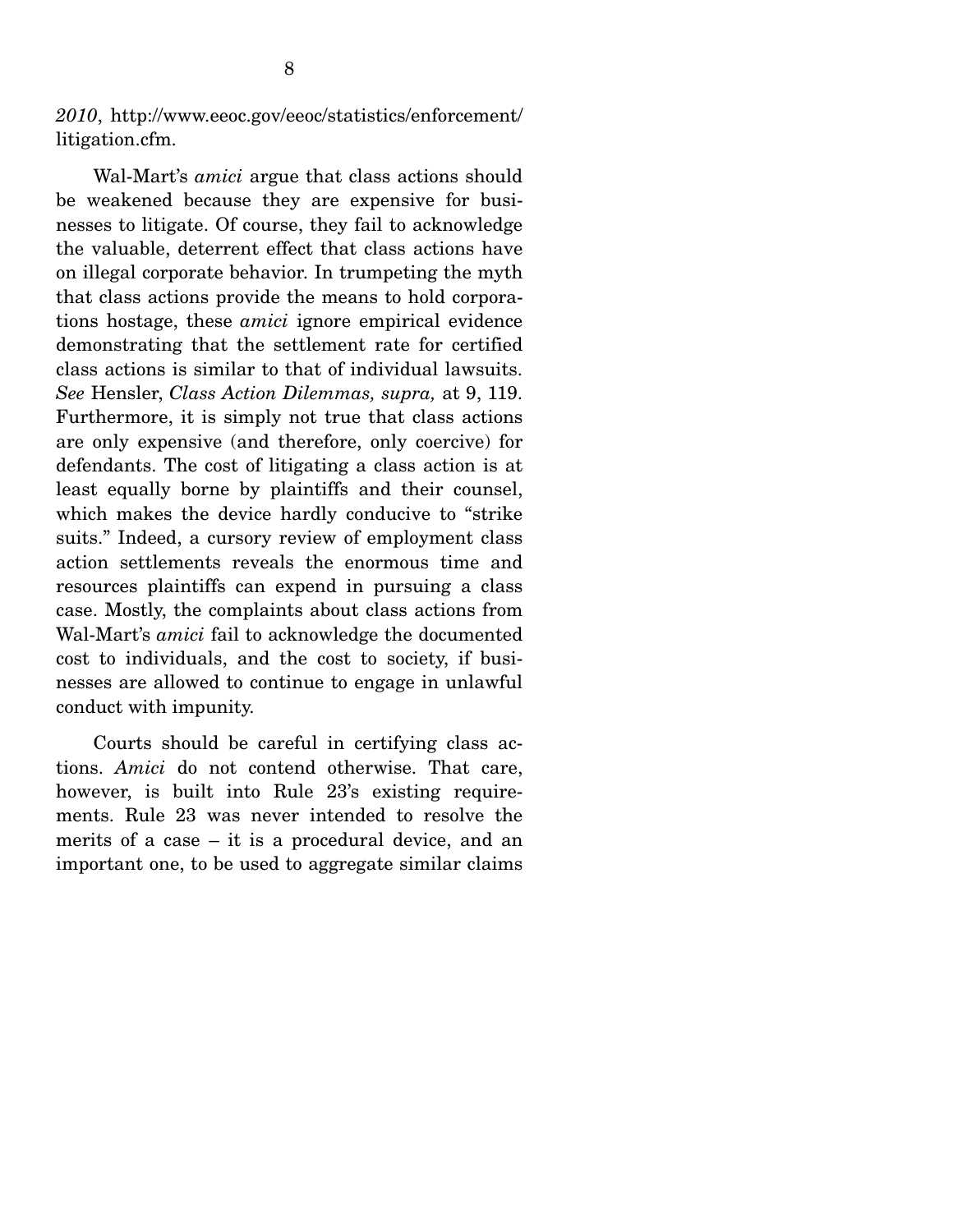*2010*, http://www.eeoc.gov/eeoc/statistics/enforcement/litigation.cfm.

Wal-Mart's *amici* argue that class actions should be weakened because they are expensive for businesses to litigate. Of course, they fail to acknowledge the valuable, deterrent effect that class actions have on illegal corporate behavior. In trumpeting the myth that class actions provide the means to hold corporations hostage, these *amici* ignore empirical evidence demonstrating that the settlement rate for certified class actions is similar to that of individual lawsuits. *See* Hensler, *Class Action Dilemmas, supra,* at 9, 119. Furthermore, it is simply not true that class actions are only expensive (and therefore, only coercive) for defendants. The cost of litigating a class action is at least equally borne by plaintiffs and their counsel, which makes the device hardly conducive to "strike suits." Indeed, a cursory review of employment class action settlements reveals the enormous time and resources plaintiffs can expend in pursuing a class case. Mostly, the complaints about class actions from Wal-Mart's *amici* fail to acknowledge the documented cost to individuals, and the cost to society, if businesses are allowed to continue to engage in unlawful conduct with impunity.

Courts should be careful in certifying class actions. *Amici* do not contend otherwise. That care, however, is built into Rule 23's existing requirements. Rule 23 was never intended to resolve the merits of a case – it is a procedural device, and an important one, to be used to aggregate similar claims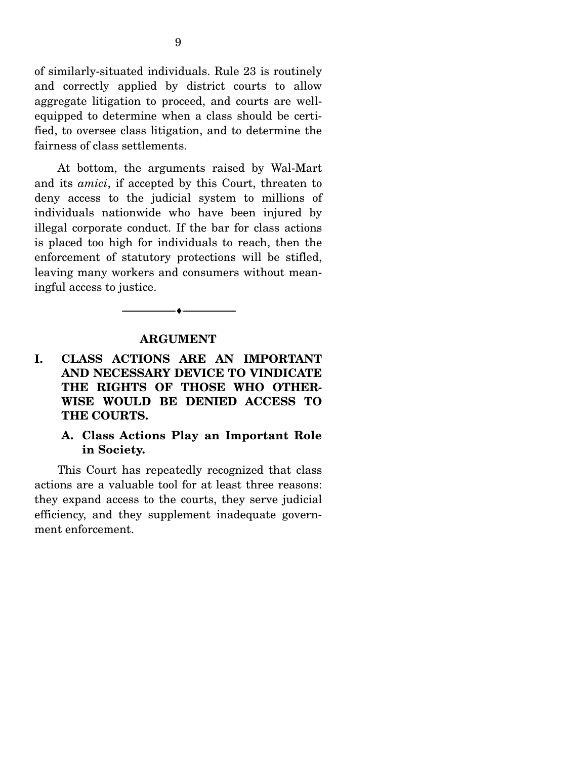of similarly-situated individuals. Rule 23 is routinely and correctly applied by district courts to allow aggregate litigation to proceed, and courts are well-equipped to determine when a class should be certified, to oversee class litigation, and to determine the fairness of class settlements.

At bottom, the arguments raised by Wal-Mart and its *amici*, if accepted by this Court, threaten to deny access to the judicial system to millions of individuals nationwide who have been injured by illegal corporate conduct. If the bar for class actions is placed too high for individuals to reach, then the enforcement of statutory protections will be stifled, leaving many workers and consumers without meaningful access to justice.

---

## ARGUMENT

### I. CLASS ACTIONS ARE AN IMPORTANT AND NECESSARY DEVICE TO VINDICATE THE RIGHTS OF THOSE WHO OTHERWISE WOULD BE DENIED ACCESS TO THE COURTS.

#### A. Class Actions Play an Important Role in Society.

This Court has repeatedly recognized that class actions are a valuable tool for at least three reasons: they expand access to the courts, they serve judicial efficiency, and they supplement inadequate government enforcement.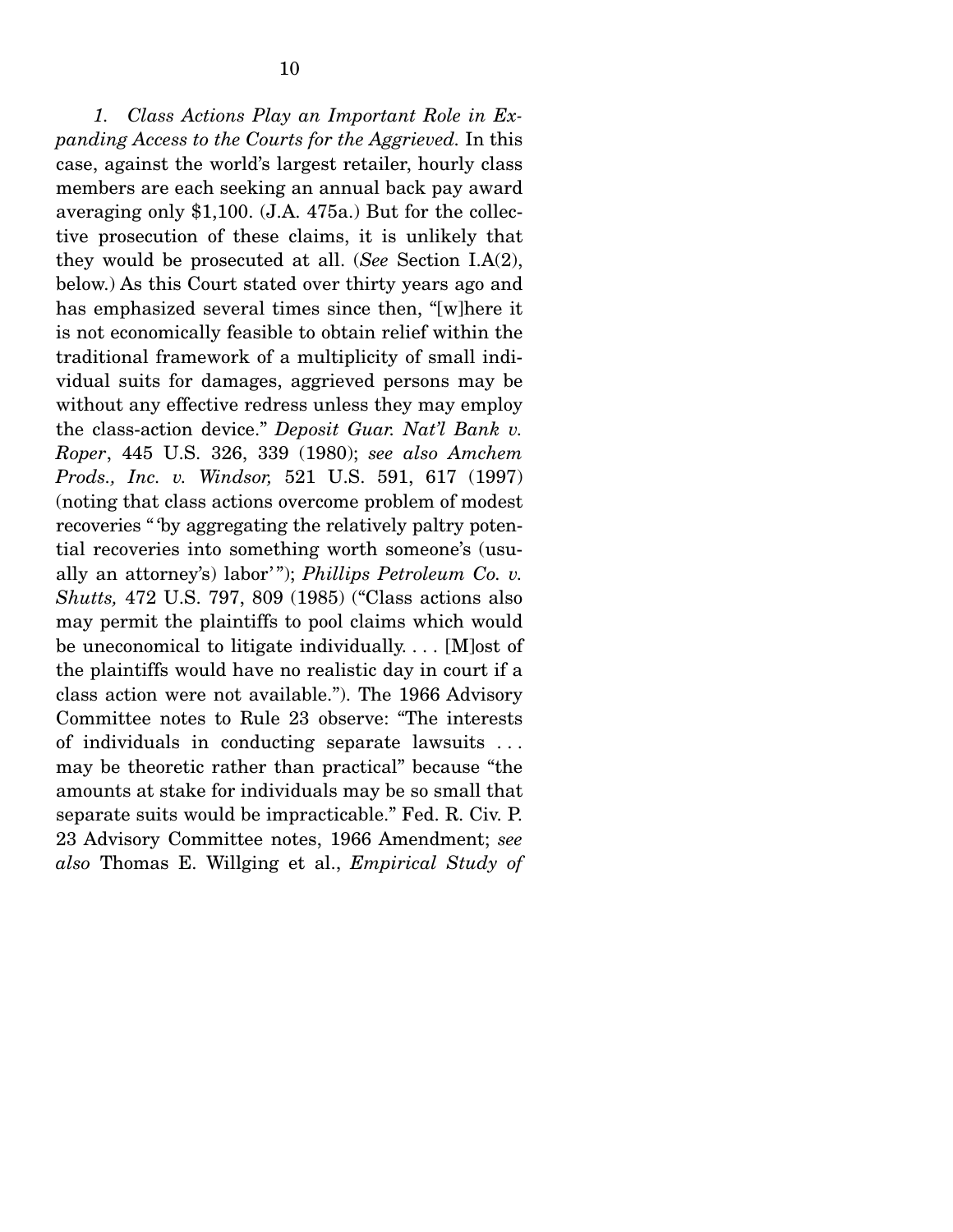*1. Class Actions Play an Important Role in Expanding Access to the Courts for the Aggrieved.* In this case, against the world's largest retailer, hourly class members are each seeking an annual back pay award averaging only $1,100. (J.A. 475a.) But for the collective prosecution of these claims, it is unlikely that they would be prosecuted at all. (*See* Section I.A(2), below.) As this Court stated over thirty years ago and has emphasized several times since then, "[w]here it is not economically feasible to obtain relief within the traditional framework of a multiplicity of small individual suits for damages, aggrieved persons may be without any effective redress unless they may employ the class-action device." *Deposit Guar. Nat'l Bank v. Roper*, 445 U.S. 326, 339 (1980); *see also Amchem Prods., Inc. v. Windsor,* 521 U.S. 591, 617 (1997) (noting that class actions overcome problem of modest recoveries "'by aggregating the relatively paltry potential recoveries into something worth someone's (usually an attorney's) labor'"); *Phillips Petroleum Co. v. Shutts,* 472 U.S. 797, 809 (1985) ("Class actions also may permit the plaintiffs to pool claims which would be uneconomical to litigate individually. . . . [M]ost of the plaintiffs would have no realistic day in court if a class action were not available."). The 1966 Advisory Committee notes to Rule 23 observe: "The interests of individuals in conducting separate lawsuits . . . may be theoretic rather than practical" because "the amounts at stake for individuals may be so small that separate suits would be impracticable." Fed. R. Civ. P. 23 Advisory Committee notes, 1966 Amendment; *see also* Thomas E. Willging et al., *Empirical Study of*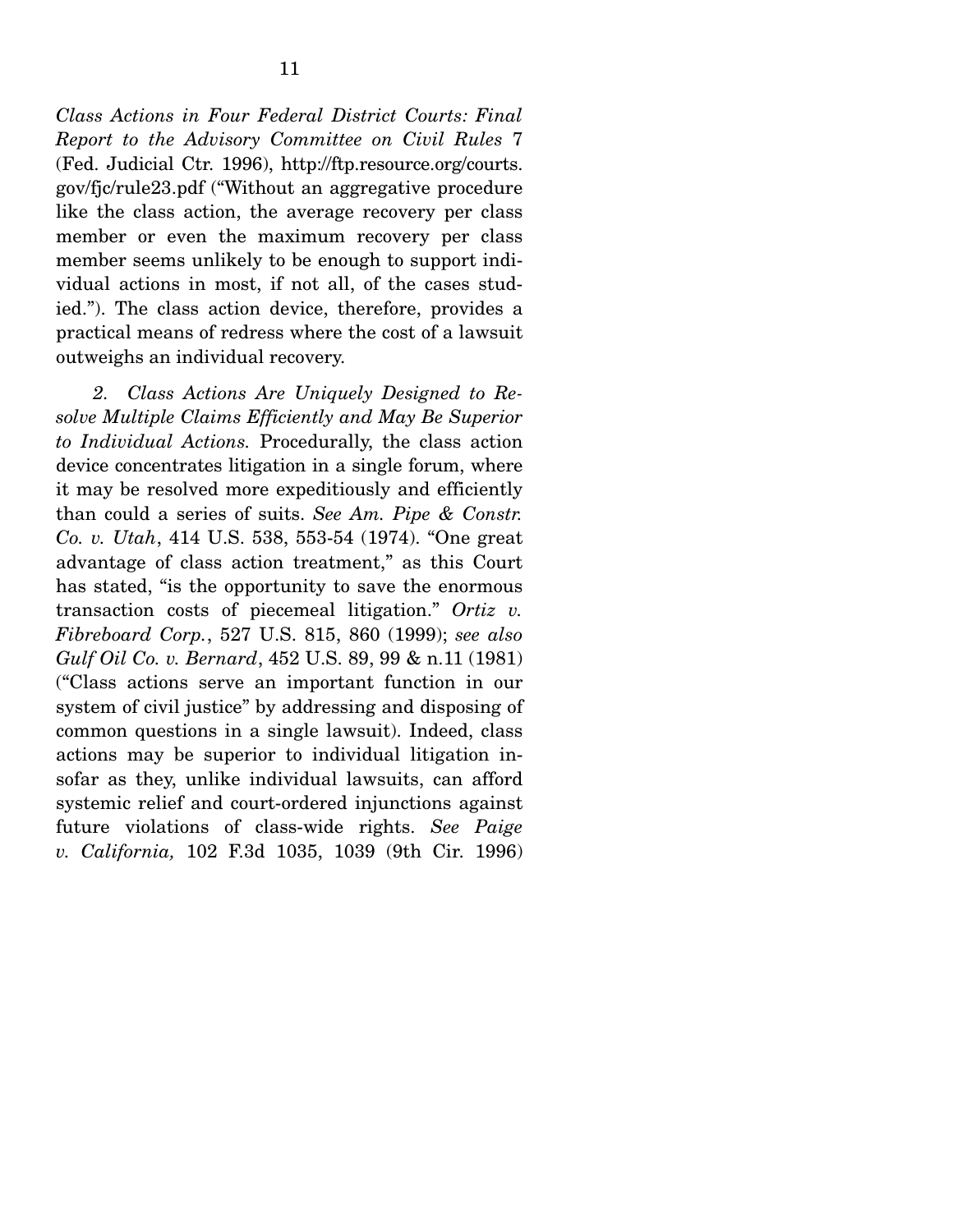*Class Actions in Four Federal District Courts: Final Report to the Advisory Committee on Civil Rules* 7 (Fed. Judicial Ctr. 1996), http://ftp.resource.org/courts.gov/fjc/rule23.pdf ("Without an aggregative procedure like the class action, the average recovery per class member or even the maximum recovery per class member seems unlikely to be enough to support individual actions in most, if not all, of the cases studied."). The class action device, therefore, provides a practical means of redress where the cost of a lawsuit outweighs an individual recovery.

*2. Class Actions Are Uniquely Designed to Resolve Multiple Claims Efficiently and May Be Superior to Individual Actions.* Procedurally, the class action device concentrates litigation in a single forum, where it may be resolved more expeditiously and efficiently than could a series of suits. *See Am. Pipe & Constr. Co. v. Utah*, 414 U.S. 538, 553-54 (1974). "One great advantage of class action treatment," as this Court has stated, "is the opportunity to save the enormous transaction costs of piecemeal litigation." *Ortiz v. Fibreboard Corp.*, 527 U.S. 815, 860 (1999); *see also Gulf Oil Co. v. Bernard*, 452 U.S. 89, 99 & n.11 (1981) ("Class actions serve an important function in our system of civil justice" by addressing and disposing of common questions in a single lawsuit). Indeed, class actions may be superior to individual litigation insofar as they, unlike individual lawsuits, can afford systemic relief and court-ordered injunctions against future violations of class-wide rights. *See Paige v. California,* 102 F.3d 1035, 1039 (9th Cir. 1996)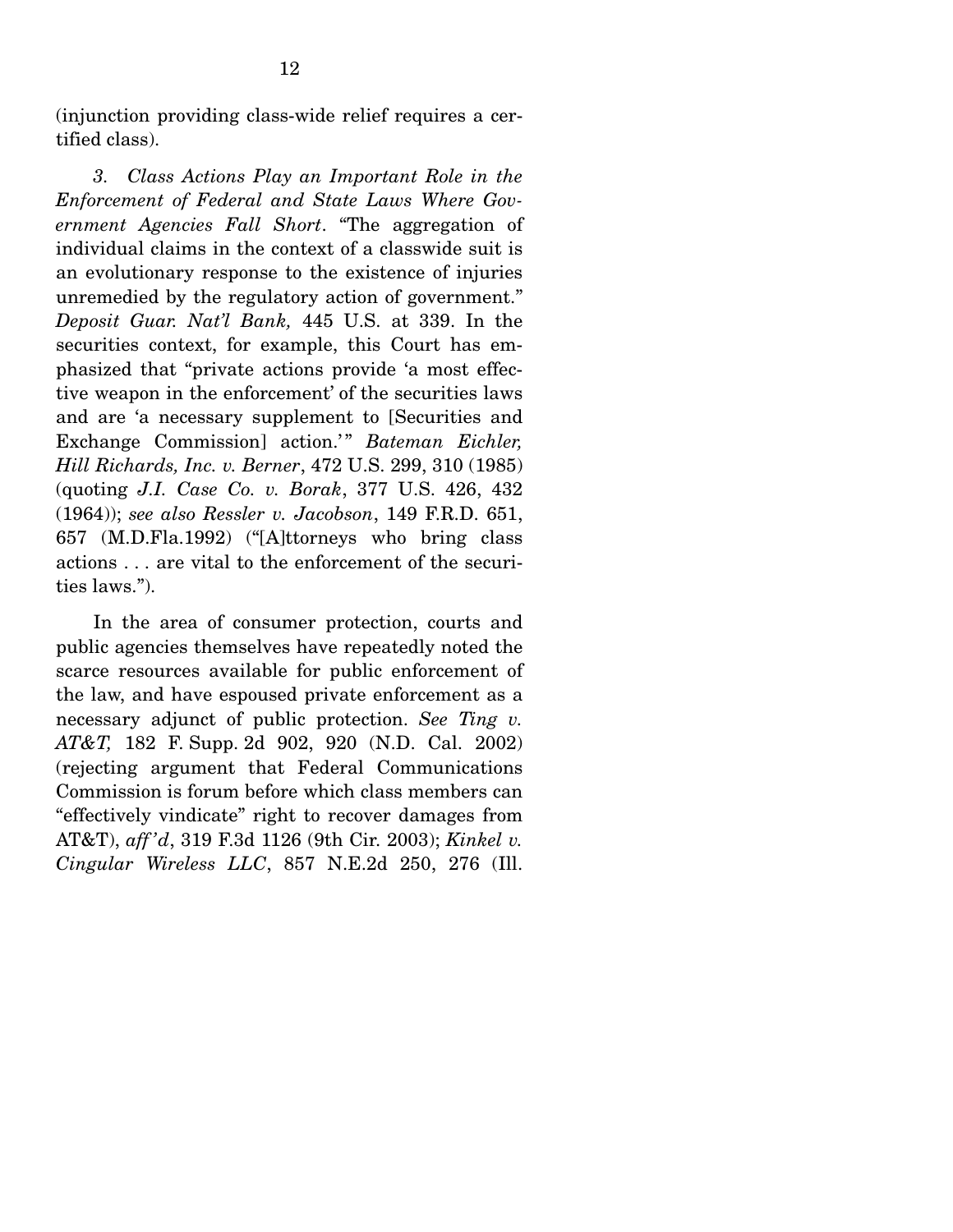(injunction providing class-wide relief requires a certified class).

*3. Class Actions Play an Important Role in the Enforcement of Federal and State Laws Where Government Agencies Fall Short*. "The aggregation of individual claims in the context of a classwide suit is an evolutionary response to the existence of injuries unremedied by the regulatory action of government." *Deposit Guar. Nat'l Bank,* 445 U.S. at 339. In the securities context, for example, this Court has emphasized that "private actions provide 'a most effective weapon in the enforcement' of the securities laws and are 'a necessary supplement to [Securities and Exchange Commission] action.'" *Bateman Eichler, Hill Richards, Inc. v. Berner*, 472 U.S. 299, 310 (1985) (quoting *J.I. Case Co. v. Borak*, 377 U.S. 426, 432 (1964)); *see also Ressler v. Jacobson*, 149 F.R.D. 651, 657 (M.D.Fla.1992) ("[A]ttorneys who bring class actions . . . are vital to the enforcement of the securities laws.").

In the area of consumer protection, courts and public agencies themselves have repeatedly noted the scarce resources available for public enforcement of the law, and have espoused private enforcement as a necessary adjunct of public protection. *See Ting v. AT&T,* 182 F. Supp. 2d 902, 920 (N.D. Cal. 2002) (rejecting argument that Federal Communications Commission is forum before which class members can "effectively vindicate" right to recover damages from AT&T), *aff'd*, 319 F.3d 1126 (9th Cir. 2003); *Kinkel v. Cingular Wireless LLC*, 857 N.E.2d 250, 276 (Ill.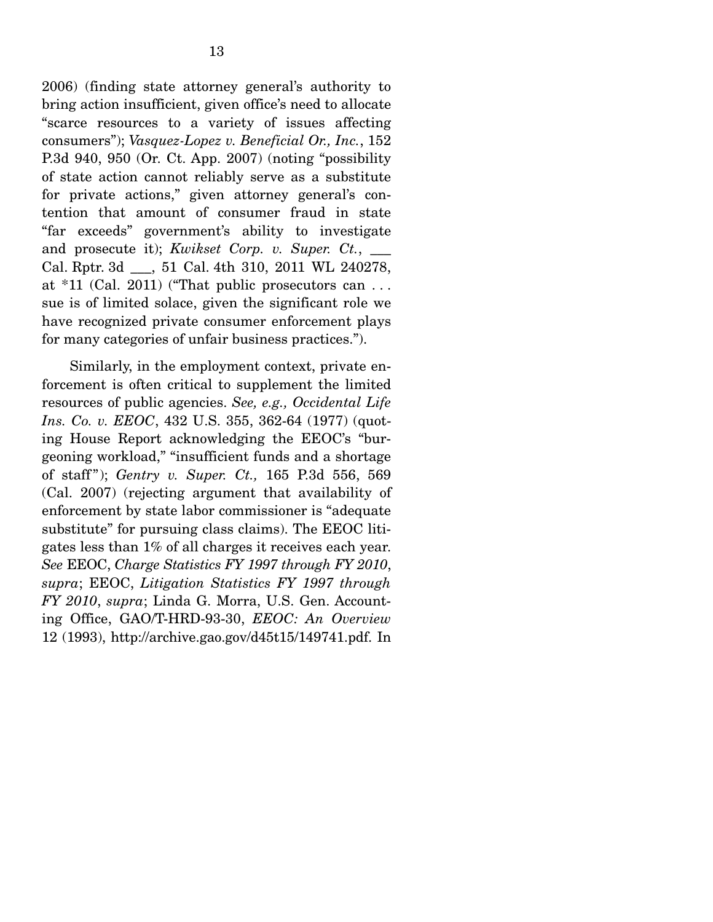2006) (finding state attorney general's authority to bring action insufficient, given office's need to allocate "scarce resources to a variety of issues affecting consumers"); *Vasquez-Lopez v. Beneficial Or., Inc.*, 152 P.3d 940, 950 (Or. Ct. App. 2007) (noting "possibility of state action cannot reliably serve as a substitute for private actions," given attorney general's contention that amount of consumer fraud in state "far exceeds" government's ability to investigate and prosecute it); *Kwikset Corp. v. Super. Ct.*, ___ Cal. Rptr. 3d ___, 51 Cal. 4th 310, 2011 WL 240278, at *11 (Cal. 2011) ("That public prosecutors can . . . sue is of limited solace, given the significant role we have recognized private consumer enforcement plays for many categories of unfair business practices.").

Similarly, in the employment context, private enforcement is often critical to supplement the limited resources of public agencies. *See, e.g.*, *Occidental Life Ins. Co. v. EEOC*, 432 U.S. 355, 362-64 (1977) (quoting House Report acknowledging the EEOC's "burgeoning workload," "insufficient funds and a shortage of staff"); *Gentry v. Super. Ct.,* 165 P.3d 556, 569 (Cal. 2007) (rejecting argument that availability of enforcement by state labor commissioner is "adequate substitute" for pursuing class claims). The EEOC litigates less than 1% of all charges it receives each year. *See* EEOC, *Charge Statistics FY 1997 through FY 2010*, *supra*; EEOC, *Litigation Statistics FY 1997 through FY 2010*, *supra*; Linda G. Morra, U.S. Gen. Accounting Office, GAO/T-HRD-93-30, *EEOC: An Overview* 12 (1993), http://archive.gao.gov/d45t15/149741.pdf. In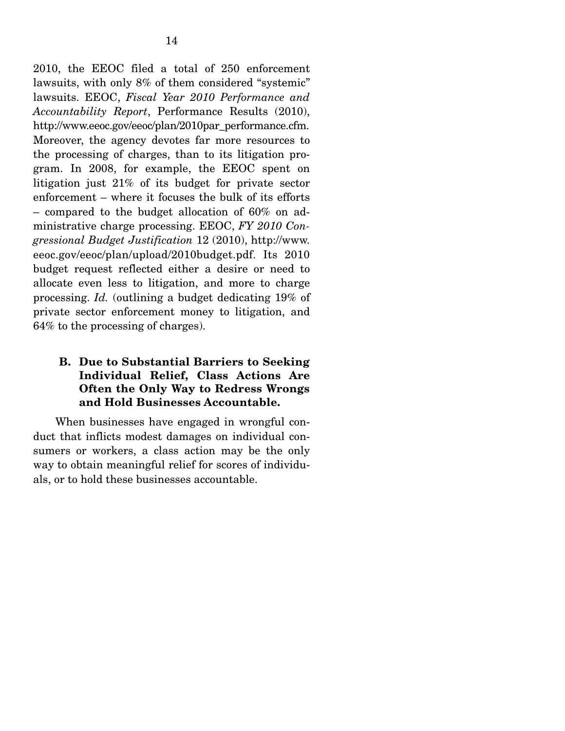2010, the EEOC filed a total of 250 enforcement lawsuits, with only 8% of them considered "systemic" lawsuits. EEOC, *Fiscal Year 2010 Performance and Accountability Report*, Performance Results (2010), http://www.eeoc.gov/eeoc/plan/2010par_performance.cfm. Moreover, the agency devotes far more resources to the processing of charges, than to its litigation program. In 2008, for example, the EEOC spent on litigation just 21% of its budget for private sector enforcement – where it focuses the bulk of its efforts – compared to the budget allocation of 60% on administrative charge processing. EEOC, *FY 2010 Congressional Budget Justification* 12 (2010), http://www.eeoc.gov/eeoc/plan/upload/2010budget.pdf. Its 2010 budget request reflected either a desire or need to allocate even less to litigation, and more to charge processing. *Id.* (outlining a budget dedicating 19% of private sector enforcement money to litigation, and 64% to the processing of charges).

### B. Due to Substantial Barriers to Seeking Individual Relief, Class Actions Are Often the Only Way to Redress Wrongs and Hold Businesses Accountable.

When businesses have engaged in wrongful conduct that inflicts modest damages on individual consumers or workers, a class action may be the only way to obtain meaningful relief for scores of individuals, or to hold these businesses accountable.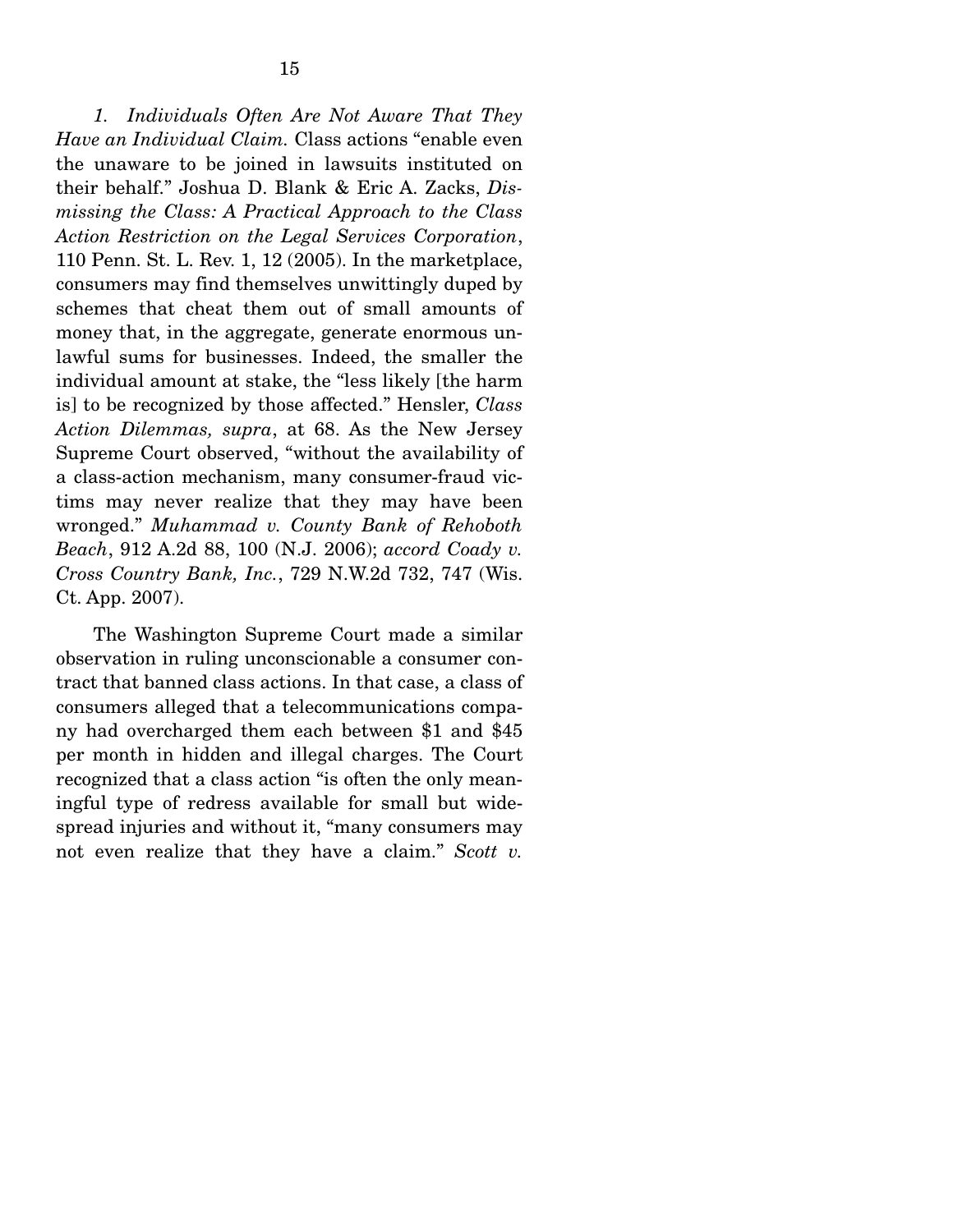*1. Individuals Often Are Not Aware That They Have an Individual Claim.* Class actions "enable even the unaware to be joined in lawsuits instituted on their behalf." Joshua D. Blank & Eric A. Zacks, *Dismissing the Class: A Practical Approach to the Class Action Restriction on the Legal Services Corporation*, 110 Penn. St. L. Rev. 1, 12 (2005). In the marketplace, consumers may find themselves unwittingly duped by schemes that cheat them out of small amounts of money that, in the aggregate, generate enormous unlawful sums for businesses. Indeed, the smaller the individual amount at stake, the "less likely [the harm is] to be recognized by those affected." Hensler, *Class Action Dilemmas, supra*, at 68. As the New Jersey Supreme Court observed, "without the availability of a class-action mechanism, many consumer-fraud victims may never realize that they may have been wronged." *Muhammad v. County Bank of Rehoboth Beach*, 912 A.2d 88, 100 (N.J. 2006); *accord Coady v. Cross Country Bank, Inc.*, 729 N.W.2d 732, 747 (Wis. Ct. App. 2007).

The Washington Supreme Court made a similar observation in ruling unconscionable a consumer contract that banned class actions. In that case, a class of consumers alleged that a telecommunications company had overcharged them each between $1 and $45 per month in hidden and illegal charges. The Court recognized that a class action "is often the only meaningful type of redress available for small but widespread injuries and without it, "many consumers may not even realize that they have a claim." *Scott v.*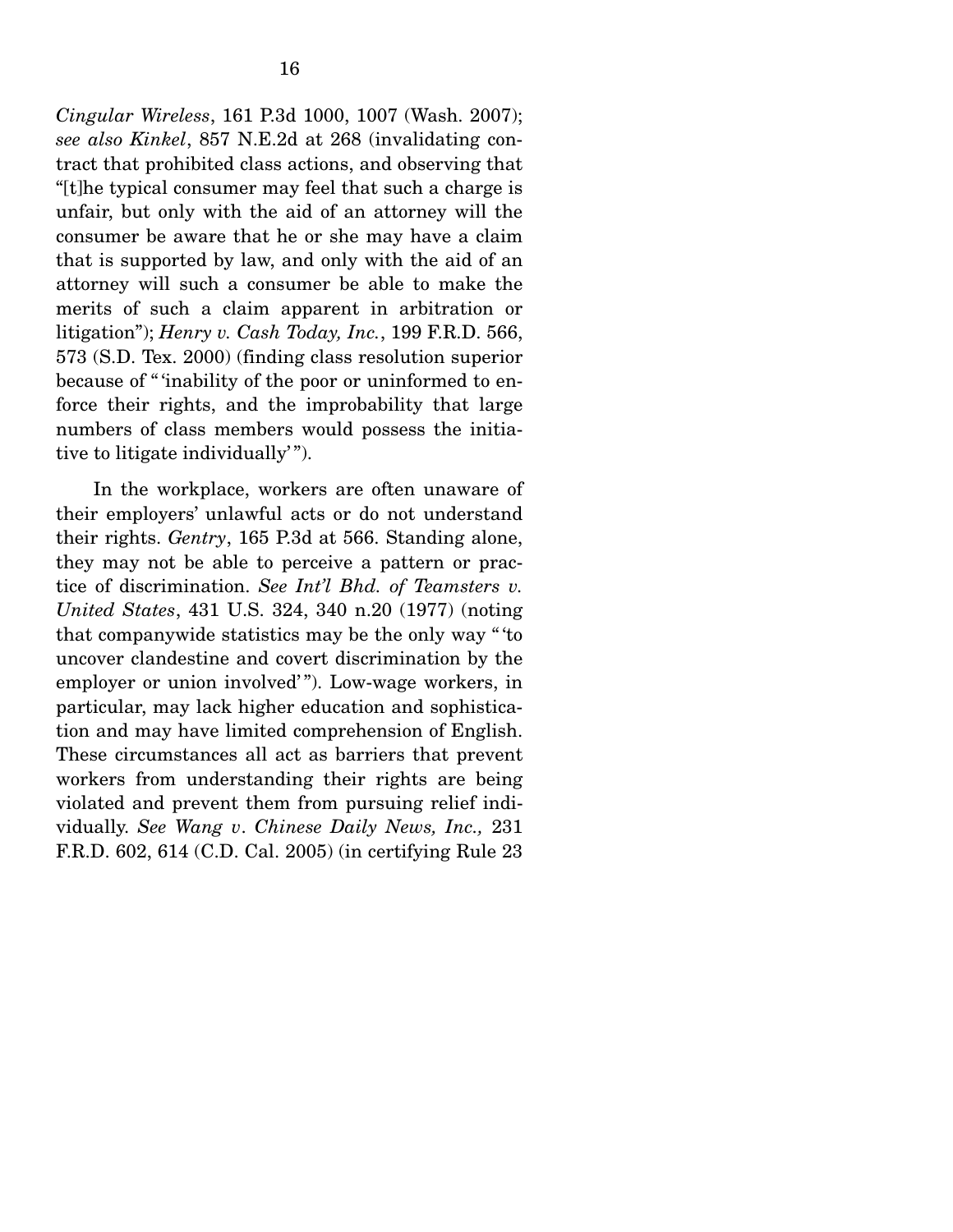*Cingular Wireless*, 161 P.3d 1000, 1007 (Wash. 2007); *see also Kinkel*, 857 N.E.2d at 268 (invalidating contract that prohibited class actions, and observing that "[t]he typical consumer may feel that such a charge is unfair, but only with the aid of an attorney will the consumer be aware that he or she may have a claim that is supported by law, and only with the aid of an attorney will such a consumer be able to make the merits of such a claim apparent in arbitration or litigation"); *Henry v. Cash Today, Inc.*, 199 F.R.D. 566, 573 (S.D. Tex. 2000) (finding class resolution superior because of " 'inability of the poor or uninformed to enforce their rights, and the improbability that large numbers of class members would possess the initiative to litigate individually' ").

In the workplace, workers are often unaware of their employers' unlawful acts or do not understand their rights. *Gentry*, 165 P.3d at 566. Standing alone, they may not be able to perceive a pattern or practice of discrimination. *See Int'l Bhd. of Teamsters v. United States*, 431 U.S. 324, 340 n.20 (1977) (noting that companywide statistics may be the only way " 'to uncover clandestine and covert discrimination by the employer or union involved' "). Low-wage workers, in particular, may lack higher education and sophistication and may have limited comprehension of English. These circumstances all act as barriers that prevent workers from understanding their rights are being violated and prevent them from pursuing relief individually. *See Wang v. Chinese Daily News, Inc.,* 231 F.R.D. 602, 614 (C.D. Cal. 2005) (in certifying Rule 23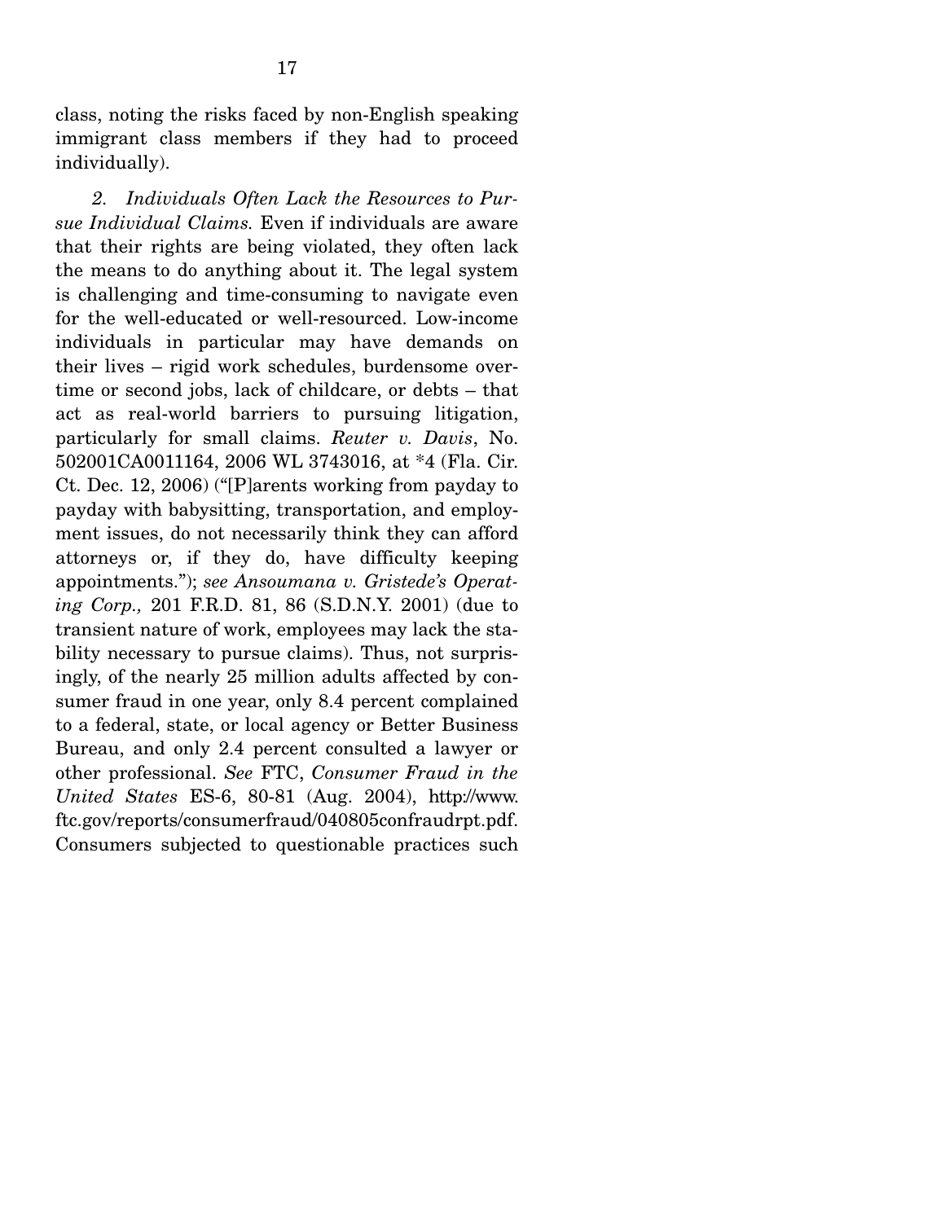class, noting the risks faced by non-English speaking immigrant class members if they had to proceed individually).

*2. Individuals Often Lack the Resources to Pursue Individual Claims.* Even if individuals are aware that their rights are being violated, they often lack the means to do anything about it. The legal system is challenging and time-consuming to navigate even for the well-educated or well-resourced. Low-income individuals in particular may have demands on their lives – rigid work schedules, burdensome overtime or second jobs, lack of childcare, or debts – that act as real-world barriers to pursuing litigation, particularly for small claims. *Reuter v. Davis*, No. 502001CA0011164, 2006 WL 3743016, at *4 (Fla. Cir. Ct. Dec. 12, 2006) ("[P]arents working from payday to payday with babysitting, transportation, and employment issues, do not necessarily think they can afford attorneys or, if they do, have difficulty keeping appointments."); *see Ansoumana v. Gristede's Operating Corp.,* 201 F.R.D. 81, 86 (S.D.N.Y. 2001) (due to transient nature of work, employees may lack the stability necessary to pursue claims). Thus, not surprisingly, of the nearly 25 million adults affected by consumer fraud in one year, only 8.4 percent complained to a federal, state, or local agency or Better Business Bureau, and only 2.4 percent consulted a lawyer or other professional. *See* FTC, *Consumer Fraud in the United States* ES-6, 80-81 (Aug. 2004), http://www.ftc.gov/reports/consumerfraud/040805confraudrpt.pdf. Consumers subjected to questionable practices such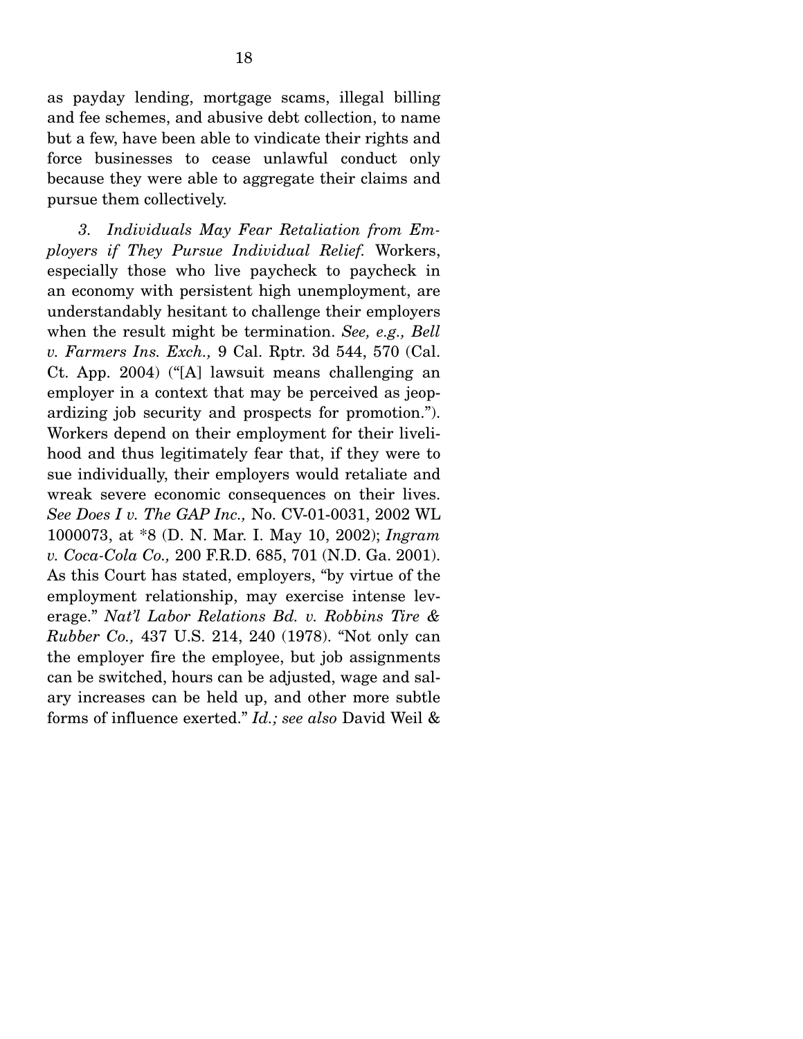as payday lending, mortgage scams, illegal billing and fee schemes, and abusive debt collection, to name but a few, have been able to vindicate their rights and force businesses to cease unlawful conduct only because they were able to aggregate their claims and pursue them collectively.

*3. Individuals May Fear Retaliation from Employers if They Pursue Individual Relief.* Workers, especially those who live paycheck to paycheck in an economy with persistent high unemployment, are understandably hesitant to challenge their employers when the result might be termination. *See, e.g., Bell v. Farmers Ins. Exch.,* 9 Cal. Rptr. 3d 544, 570 (Cal. Ct. App. 2004) ("[A] lawsuit means challenging an employer in a context that may be perceived as jeopardizing job security and prospects for promotion."). Workers depend on their employment for their livelihood and thus legitimately fear that, if they were to sue individually, their employers would retaliate and wreak severe economic consequences on their lives. *See Does I v. The GAP Inc.,* No. CV-01-0031, 2002 WL 1000073, at *8 (D. N. Mar. I. May 10, 2002); *Ingram v. Coca-Cola Co.,* 200 F.R.D. 685, 701 (N.D. Ga. 2001). As this Court has stated, employers, "by virtue of the employment relationship, may exercise intense leverage." *Nat'l Labor Relations Bd. v. Robbins Tire & Rubber Co.,* 437 U.S. 214, 240 (1978). "Not only can the employer fire the employee, but job assignments can be switched, hours can be adjusted, wage and salary increases can be held up, and other more subtle forms of influence exerted." *Id.; see also* David Weil &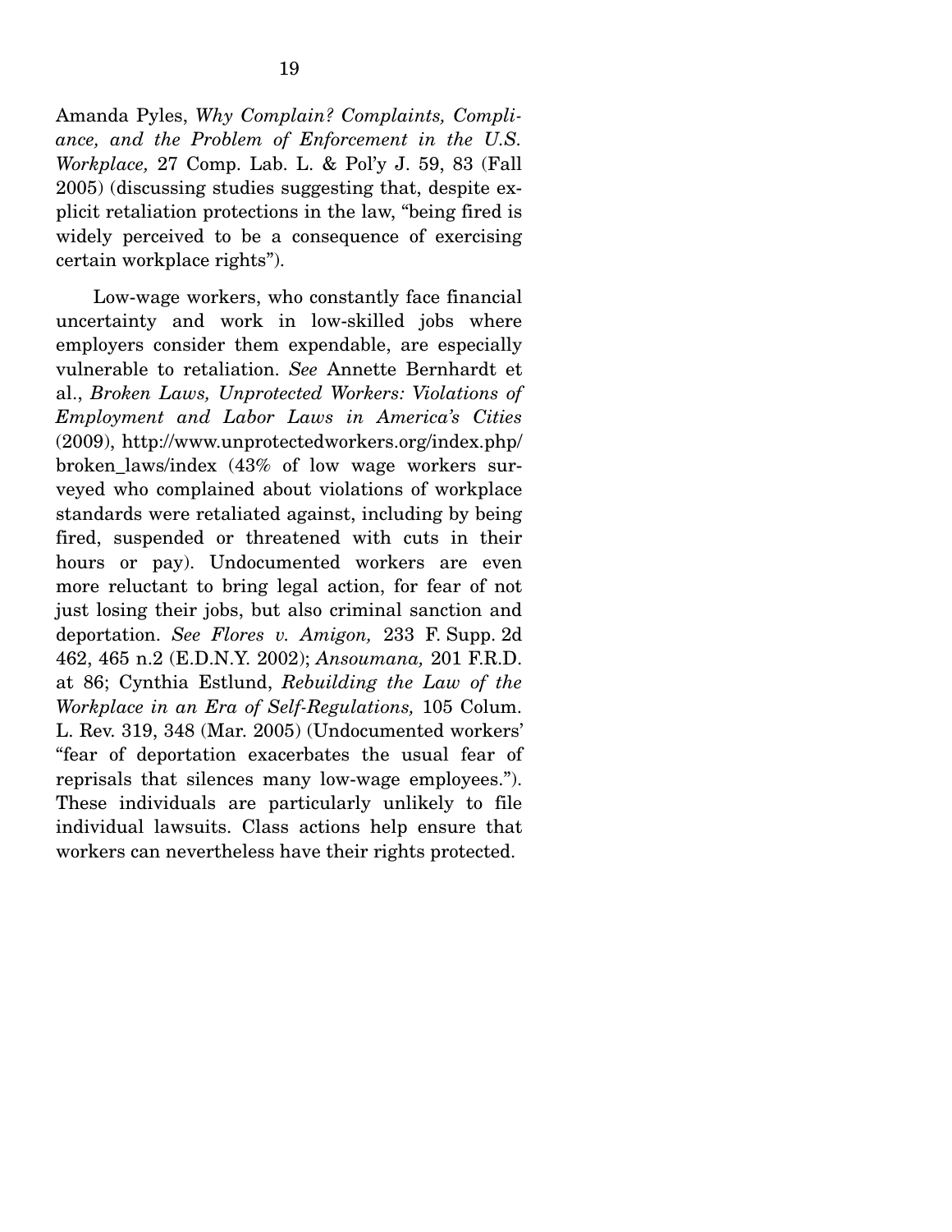Amanda Pyles, *Why Complain? Complaints, Compliance, and the Problem of Enforcement in the U.S. Workplace,* 27 Comp. Lab. L. & Pol'y J. 59, 83 (Fall 2005) (discussing studies suggesting that, despite explicit retaliation protections in the law, "being fired is widely perceived to be a consequence of exercising certain workplace rights").

Low-wage workers, who constantly face financial uncertainty and work in low-skilled jobs where employers consider them expendable, are especially vulnerable to retaliation. *See* Annette Bernhardt et al., *Broken Laws, Unprotected Workers: Violations of Employment and Labor Laws in America's Cities* (2009), http://www.unprotectedworkers.org/index.php/broken_laws/index (43% of low wage workers surveyed who complained about violations of workplace standards were retaliated against, including by being fired, suspended or threatened with cuts in their hours or pay). Undocumented workers are even more reluctant to bring legal action, for fear of not just losing their jobs, but also criminal sanction and deportation. *See Flores v. Amigon,* 233 F. Supp. 2d 462, 465 n.2 (E.D.N.Y. 2002); *Ansoumana,* 201 F.R.D. at 86; Cynthia Estlund, *Rebuilding the Law of the Workplace in an Era of Self-Regulations,* 105 Colum. L. Rev. 319, 348 (Mar. 2005) (Undocumented workers' "fear of deportation exacerbates the usual fear of reprisals that silences many low-wage employees."). These individuals are particularly unlikely to file individual lawsuits. Class actions help ensure that workers can nevertheless have their rights protected.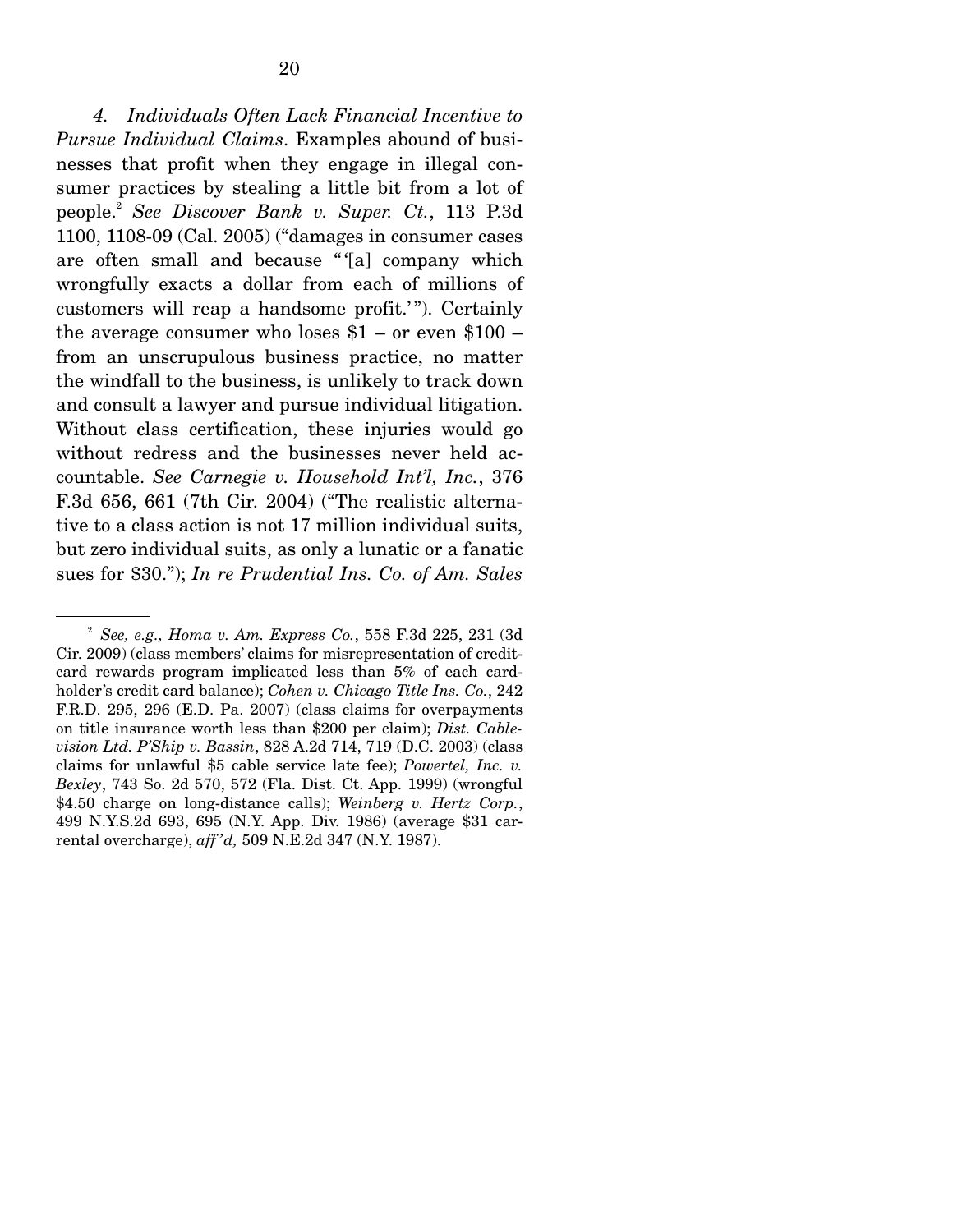*4. Individuals Often Lack Financial Incentive to Pursue Individual Claims*. Examples abound of businesses that profit when they engage in illegal consumer practices by stealing a little bit from a lot of people.[2] *See Discover Bank v. Super. Ct.*, 113 P.3d 1100, 1108-09 (Cal. 2005) ("damages in consumer cases are often small and because "'[a] company which wrongfully exacts a dollar from each of millions of customers will reap a handsome profit.'"). Certainly the average consumer who loses $1 – or even $100 – from an unscrupulous business practice, no matter the windfall to the business, is unlikely to track down and consult a lawyer and pursue individual litigation. Without class certification, these injuries would go without redress and the businesses never held accountable. *See Carnegie v. Household Int'l, Inc.*, 376 F.3d 656, 661 (7th Cir. 2004) ("The realistic alternative to a class action is not 17 million individual suits, but zero individual suits, as only a lunatic or a fanatic sues for $30."); *In re Prudential Ins. Co. of Am. Sales*

---

[2] *See, e.g., Homa v. Am. Express Co.*, 558 F.3d 225, 231 (3d Cir. 2009) (class members' claims for misrepresentation of credit-card rewards program implicated less than 5% of each cardholder's credit card balance); *Cohen v. Chicago Title Ins. Co.*, 242 F.R.D. 295, 296 (E.D. Pa. 2007) (class claims for overpayments on title insurance worth less than $200 per claim); *Dist. Cablevision Ltd. P'Ship v. Bassin*, 828 A.2d 714, 719 (D.C. 2003) (class claims for unlawful $5 cable service late fee); *Powertel, Inc. v. Bexley*, 743 So. 2d 570, 572 (Fla. Dist. Ct. App. 1999) (wrongful $4.50 charge on long-distance calls); *Weinberg v. Hertz Corp.*, 499 N.Y.S.2d 693, 695 (N.Y. App. Div. 1986) (average $31 car-rental overcharge), *aff'd,* 509 N.E.2d 347 (N.Y. 1987).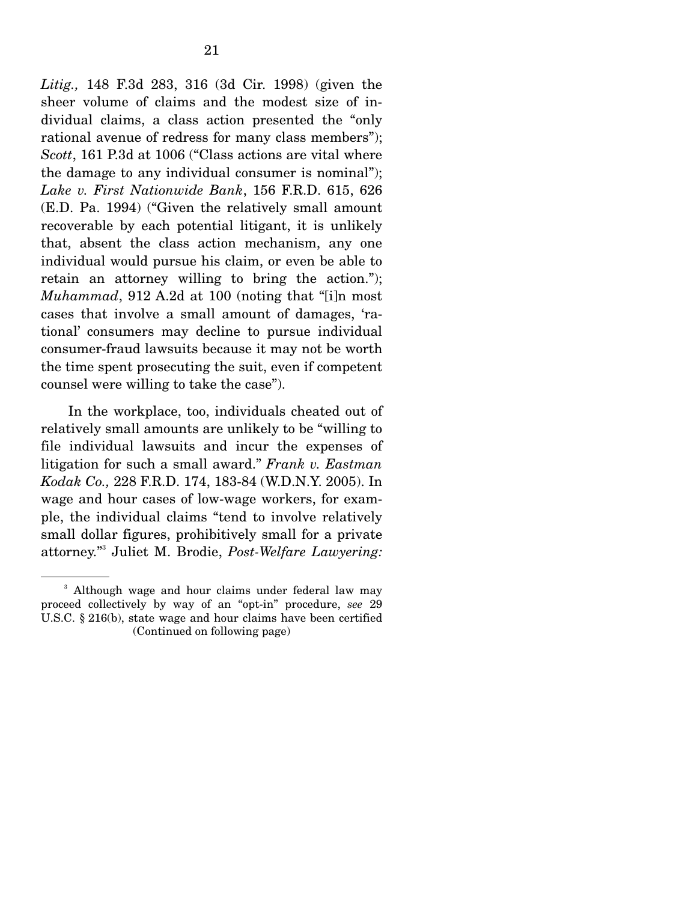*Litig.,* 148 F.3d 283, 316 (3d Cir. 1998) (given the sheer volume of claims and the modest size of individual claims, a class action presented the "only rational avenue of redress for many class members"); *Scott*, 161 P.3d at 1006 ("Class actions are vital where the damage to any individual consumer is nominal"); *Lake v. First Nationwide Bank*, 156 F.R.D. 615, 626 (E.D. Pa. 1994) ("Given the relatively small amount recoverable by each potential litigant, it is unlikely that, absent the class action mechanism, any one individual would pursue his claim, or even be able to retain an attorney willing to bring the action."); *Muhammad*, 912 A.2d at 100 (noting that "[i]n most cases that involve a small amount of damages, 'rational' consumers may decline to pursue individual consumer-fraud lawsuits because it may not be worth the time spent prosecuting the suit, even if competent counsel were willing to take the case").

In the workplace, too, individuals cheated out of relatively small amounts are unlikely to be "willing to file individual lawsuits and incur the expenses of litigation for such a small award." *Frank v. Eastman Kodak Co.,* 228 F.R.D. 174, 183-84 (W.D.N.Y. 2005). In wage and hour cases of low-wage workers, for example, the individual claims "tend to involve relatively small dollar figures, prohibitively small for a private attorney."[3] Juliet M. Brodie, *Post-Welfare Lawyering:*

[3] Although wage and hour claims under federal law may proceed collectively by way of an "opt-in" procedure, *see* 29 U.S.C. § 216(b), state wage and hour claims have been certified (Continued on following page)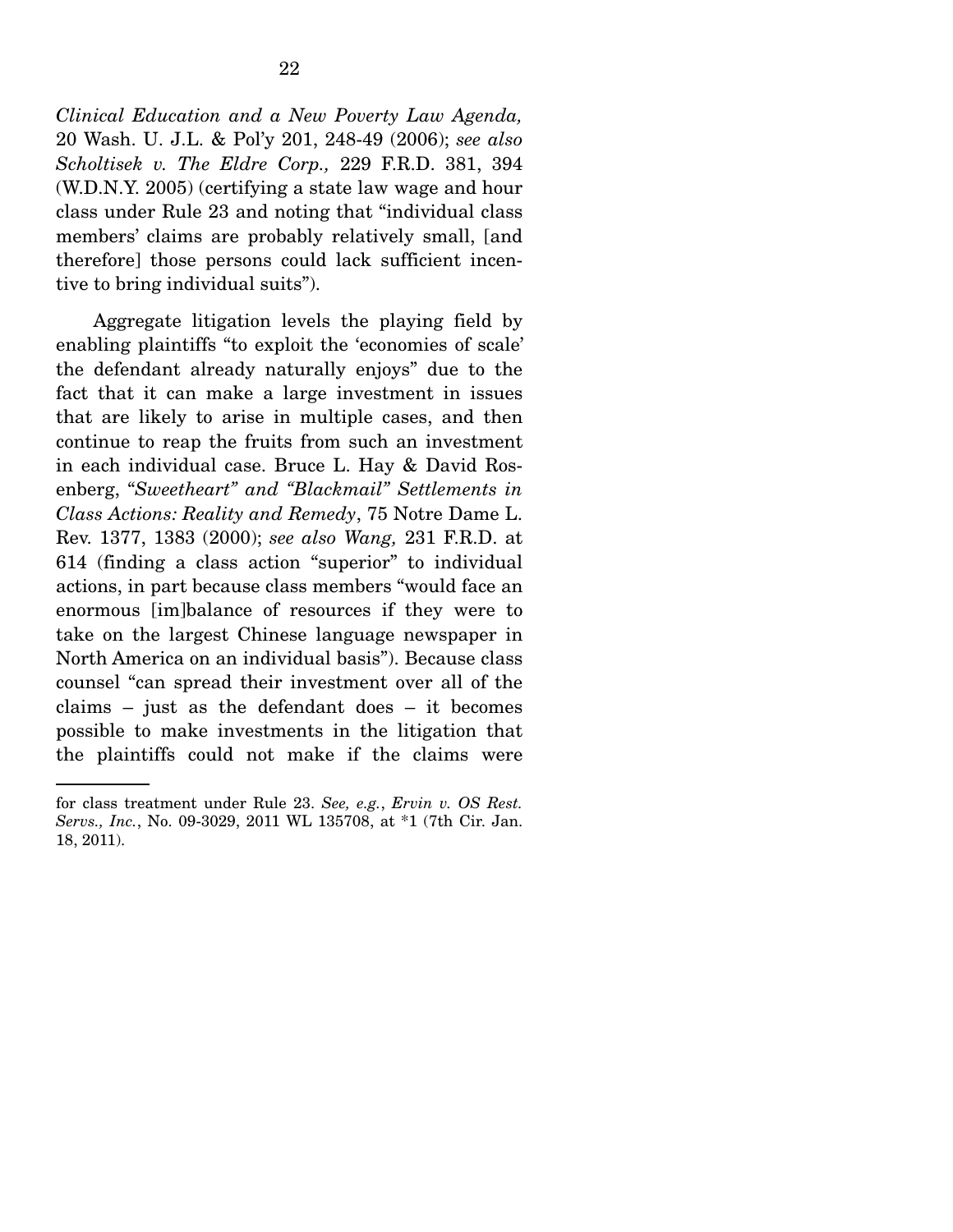*Clinical Education and a New Poverty Law Agenda,* 20 Wash. U. J.L. & Pol'y 201, 248-49 (2006); *see also Scholtisek v. The Eldre Corp.,* 229 F.R.D. 381, 394 (W.D.N.Y. 2005) (certifying a state law wage and hour class under Rule 23 and noting that "individual class members' claims are probably relatively small, [and therefore] those persons could lack sufficient incentive to bring individual suits").

Aggregate litigation levels the playing field by enabling plaintiffs "to exploit the 'economies of scale' the defendant already naturally enjoys" due to the fact that it can make a large investment in issues that are likely to arise in multiple cases, and then continue to reap the fruits from such an investment in each individual case. Bruce L. Hay & David Rosenberg, *"Sweetheart" and "Blackmail" Settlements in Class Actions: Reality and Remedy*, 75 Notre Dame L. Rev. 1377, 1383 (2000); *see also Wang,* 231 F.R.D. at 614 (finding a class action "superior" to individual actions, in part because class members "would face an enormous [im]balance of resources if they were to take on the largest Chinese language newspaper in North America on an individual basis"). Because class counsel "can spread their investment over all of the claims – just as the defendant does – it becomes possible to make investments in the litigation that the plaintiffs could not make if the claims were

---

for class treatment under Rule 23. *See, e.g.*, *Ervin v. OS Rest. Servs., Inc.*, No. 09-3029, 2011 WL 135708, at *1 (7th Cir. Jan. 18, 2011).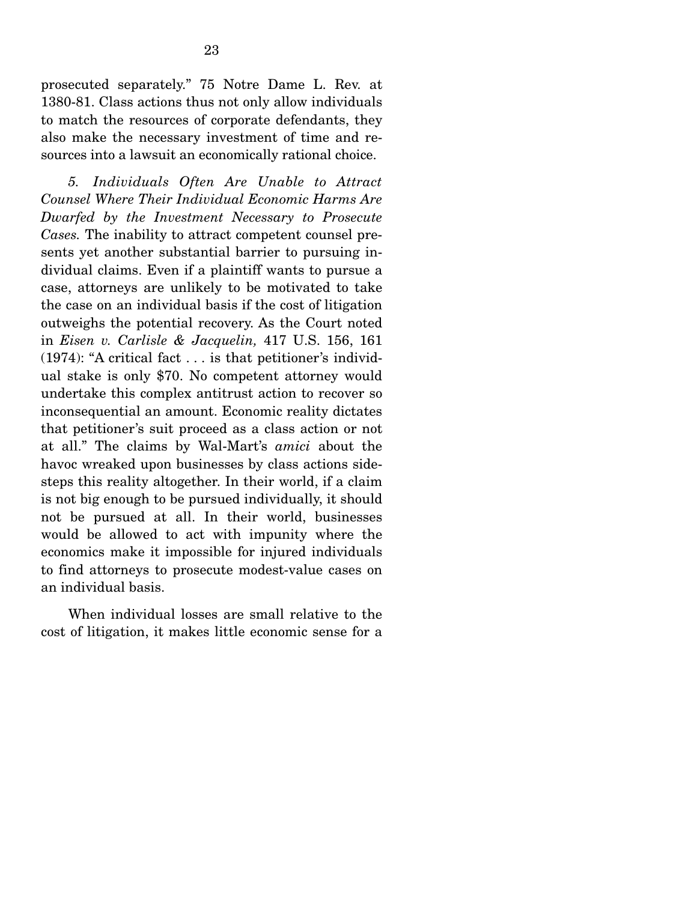prosecuted separately." 75 Notre Dame L. Rev. at 1380-81. Class actions thus not only allow individuals to match the resources of corporate defendants, they also make the necessary investment of time and resources into a lawsuit an economically rational choice.

*5. Individuals Often Are Unable to Attract Counsel Where Their Individual Economic Harms Are Dwarfed by the Investment Necessary to Prosecute Cases.* The inability to attract competent counsel presents yet another substantial barrier to pursuing individual claims. Even if a plaintiff wants to pursue a case, attorneys are unlikely to be motivated to take the case on an individual basis if the cost of litigation outweighs the potential recovery. As the Court noted in *Eisen v. Carlisle & Jacquelin,* 417 U.S. 156, 161 (1974): "A critical fact . . . is that petitioner's individual stake is only $70. No competent attorney would undertake this complex antitrust action to recover so inconsequential an amount. Economic reality dictates that petitioner's suit proceed as a class action or not at all." The claims by Wal-Mart's *amici* about the havoc wreaked upon businesses by class actions sidesteps this reality altogether. In their world, if a claim is not big enough to be pursued individually, it should not be pursued at all. In their world, businesses would be allowed to act with impunity where the economics make it impossible for injured individuals to find attorneys to prosecute modest-value cases on an individual basis.

When individual losses are small relative to the cost of litigation, it makes little economic sense for a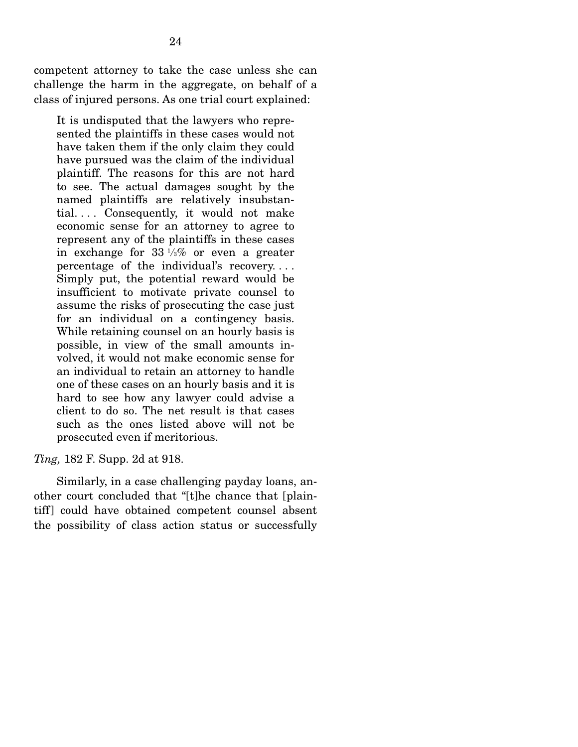competent attorney to take the case unless she can challenge the harm in the aggregate, on behalf of a class of injured persons. As one trial court explained:

> It is undisputed that the lawyers who represented the plaintiffs in these cases would not have taken them if the only claim they could have pursued was the claim of the individual plaintiff. The reasons for this are not hard to see. The actual damages sought by the named plaintiffs are relatively insubstantial. . . . Consequently, it would not make economic sense for an attorney to agree to represent any of the plaintiffs in these cases in exchange for 33 ⅓% or even a greater percentage of the individual's recovery. . . . Simply put, the potential reward would be insufficient to motivate private counsel to assume the risks of prosecuting the case just for an individual on a contingency basis. While retaining counsel on an hourly basis is possible, in view of the small amounts involved, it would not make economic sense for an individual to retain an attorney to handle one of these cases on an hourly basis and it is hard to see how any lawyer could advise a client to do so. The net result is that cases such as the ones listed above will not be prosecuted even if meritorious.

*Ting,* 182 F. Supp. 2d at 918.

Similarly, in a case challenging payday loans, another court concluded that "[t]he chance that [plaintiff] could have obtained competent counsel absent the possibility of class action status or successfully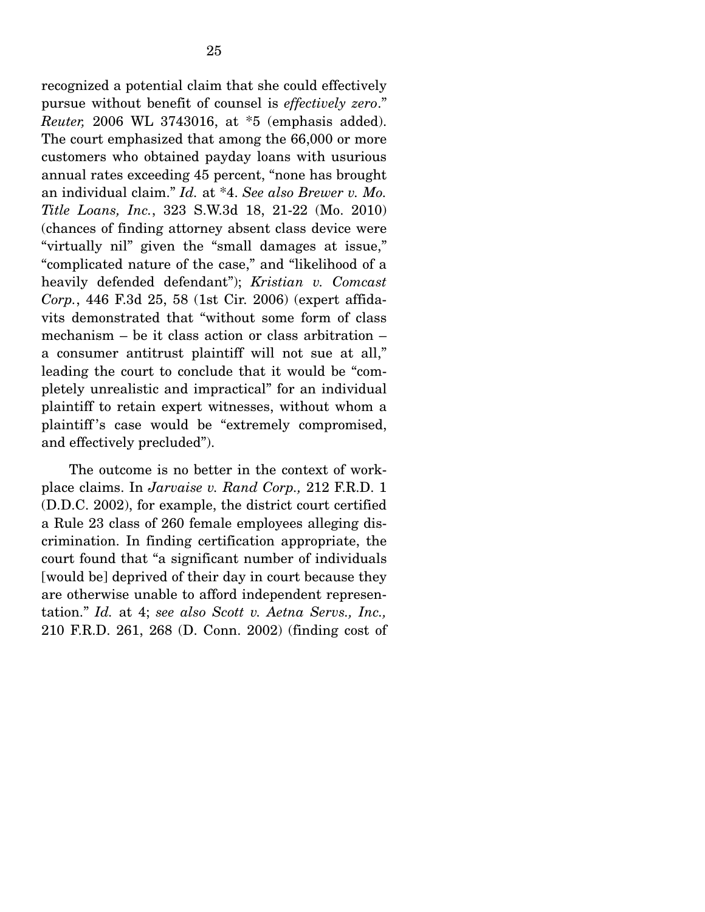recognized a potential claim that she could effectively pursue without benefit of counsel is *effectively zero*." *Reuter,* 2006 WL 3743016, at *5 (emphasis added). The court emphasized that among the 66,000 or more customers who obtained payday loans with usurious annual rates exceeding 45 percent, "none has brought an individual claim." *Id.* at *4. *See also Brewer v. Mo. Title Loans, Inc.*, 323 S.W.3d 18, 21-22 (Mo. 2010) (chances of finding attorney absent class device were "virtually nil" given the "small damages at issue," "complicated nature of the case," and "likelihood of a heavily defended defendant"); *Kristian v. Comcast Corp.*, 446 F.3d 25, 58 (1st Cir. 2006) (expert affidavits demonstrated that "without some form of class mechanism – be it class action or class arbitration – a consumer antitrust plaintiff will not sue at all," leading the court to conclude that it would be "completely unrealistic and impractical" for an individual plaintiff to retain expert witnesses, without whom a plaintiff's case would be "extremely compromised, and effectively precluded").

The outcome is no better in the context of workplace claims. In *Jarvaise v. Rand Corp.,* 212 F.R.D. 1 (D.D.C. 2002), for example, the district court certified a Rule 23 class of 260 female employees alleging discrimination. In finding certification appropriate, the court found that "a significant number of individuals [would be] deprived of their day in court because they are otherwise unable to afford independent representation." *Id.* at 4; *see also Scott v. Aetna Servs., Inc.,* 210 F.R.D. 261, 268 (D. Conn. 2002) (finding cost of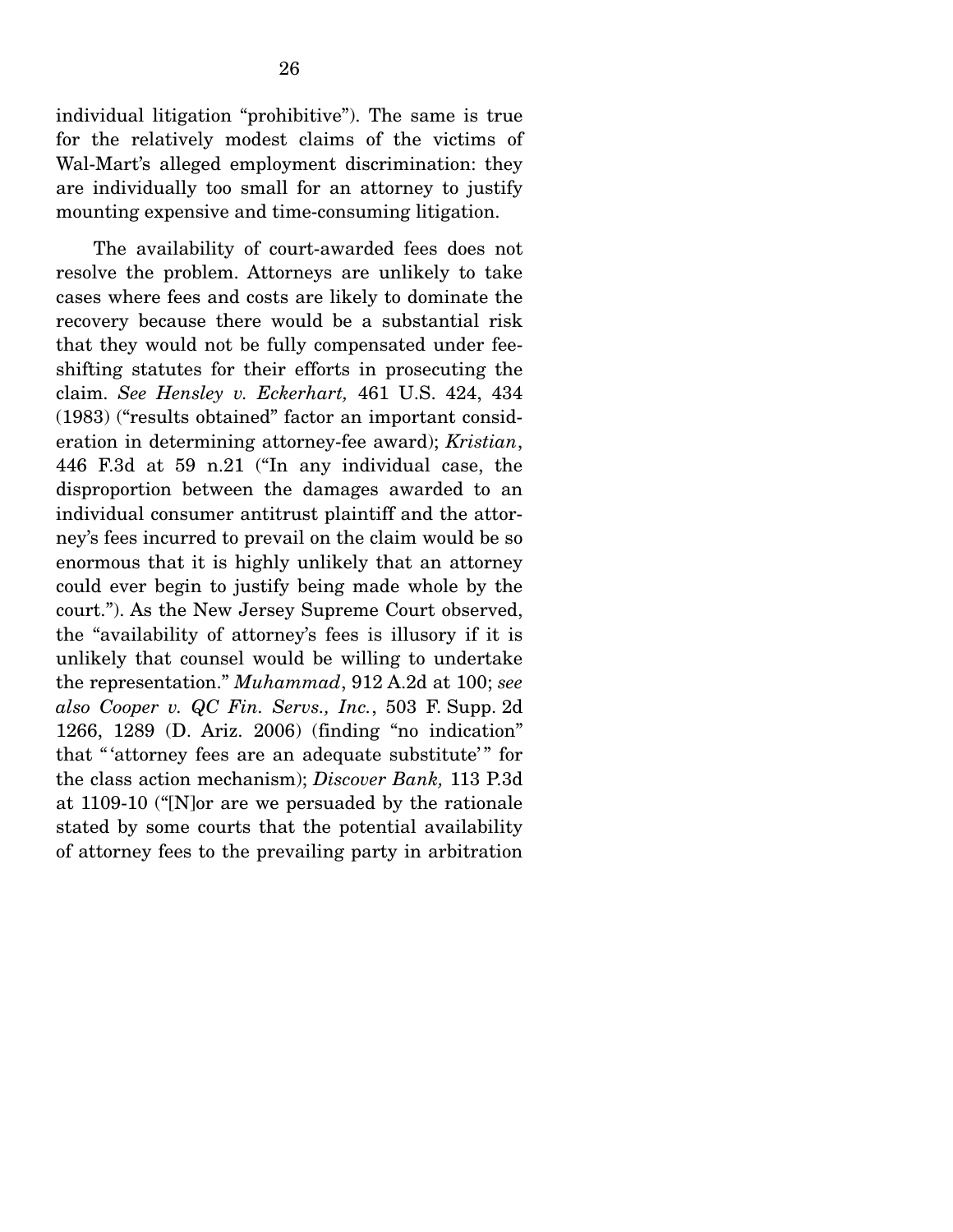individual litigation "prohibitive"). The same is true for the relatively modest claims of the victims of Wal-Mart's alleged employment discrimination: they are individually too small for an attorney to justify mounting expensive and time-consuming litigation.

The availability of court-awarded fees does not resolve the problem. Attorneys are unlikely to take cases where fees and costs are likely to dominate the recovery because there would be a substantial risk that they would not be fully compensated under fee-shifting statutes for their efforts in prosecuting the claim. *See Hensley v. Eckerhart,* 461 U.S. 424, 434 (1983) ("results obtained" factor an important consideration in determining attorney-fee award); *Kristian*, 446 F.3d at 59 n.21 ("In any individual case, the disproportion between the damages awarded to an individual consumer antitrust plaintiff and the attorney's fees incurred to prevail on the claim would be so enormous that it is highly unlikely that an attorney could ever begin to justify being made whole by the court."). As the New Jersey Supreme Court observed, the "availability of attorney's fees is illusory if it is unlikely that counsel would be willing to undertake the representation." *Muhammad*, 912 A.2d at 100; *see also Cooper v. QC Fin. Servs., Inc.*, 503 F. Supp. 2d 1266, 1289 (D. Ariz. 2006) (finding "no indication" that "'attorney fees are an adequate substitute'" for the class action mechanism); *Discover Bank,* 113 P.3d at 1109-10 ("[N]or are we persuaded by the rationale stated by some courts that the potential availability of attorney fees to the prevailing party in arbitration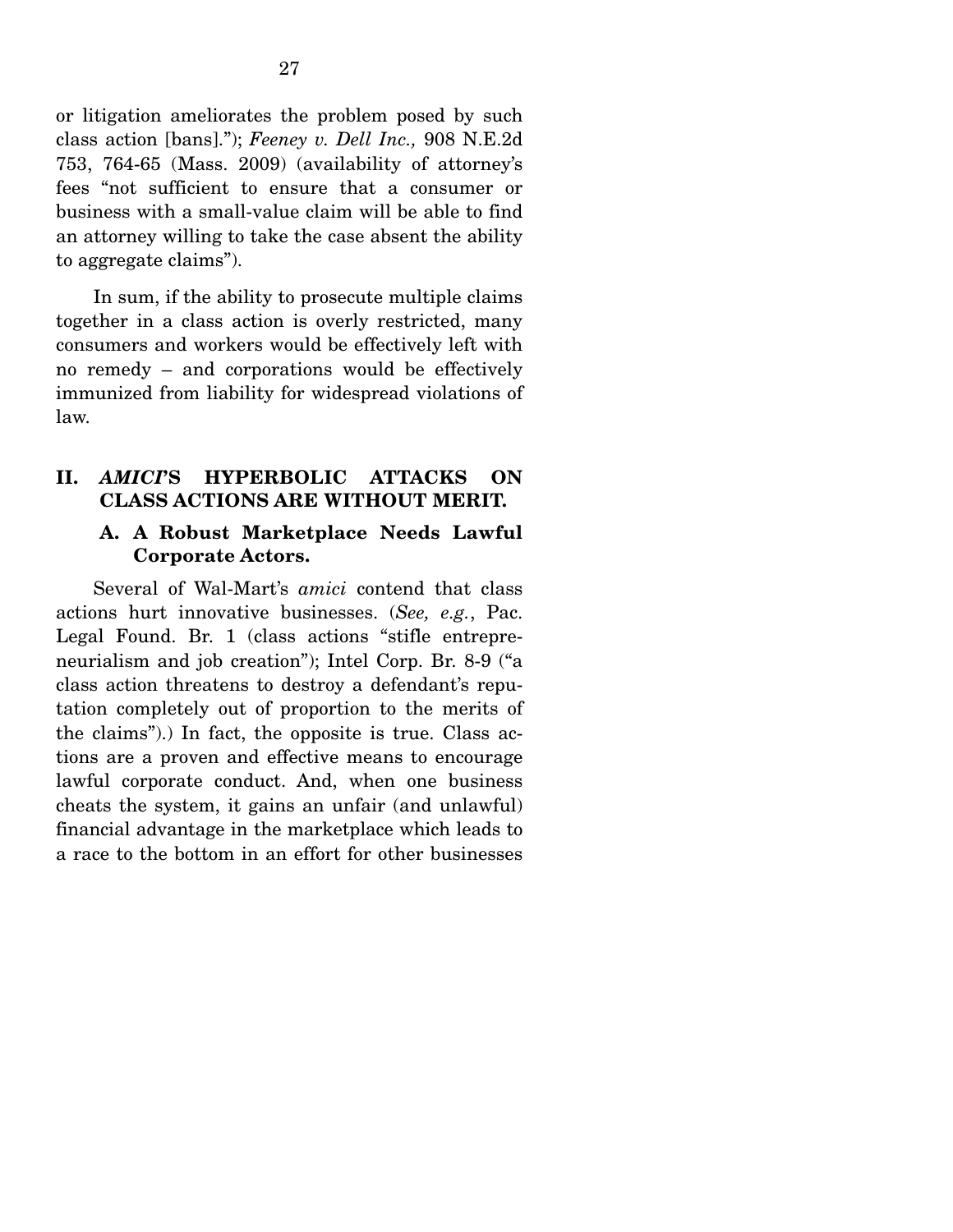or litigation ameliorates the problem posed by such class action [bans]."); *Feeney v. Dell Inc.,* 908 N.E.2d 753, 764-65 (Mass. 2009) (availability of attorney's fees "not sufficient to ensure that a consumer or business with a small-value claim will be able to find an attorney willing to take the case absent the ability to aggregate claims").

In sum, if the ability to prosecute multiple claims together in a class action is overly restricted, many consumers and workers would be effectively left with no remedy – and corporations would be effectively immunized from liability for widespread violations of law.

## II. *AMICI*'S HYPERBOLIC ATTACKS ON CLASS ACTIONS ARE WITHOUT MERIT.

### A. A Robust Marketplace Needs Lawful Corporate Actors.

Several of Wal-Mart's *amici* contend that class actions hurt innovative businesses. (*See, e.g.*, Pac. Legal Found. Br. 1 (class actions "stifle entrepreneurialism and job creation"); Intel Corp. Br. 8-9 ("a class action threatens to destroy a defendant's reputation completely out of proportion to the merits of the claims").) In fact, the opposite is true. Class actions are a proven and effective means to encourage lawful corporate conduct. And, when one business cheats the system, it gains an unfair (and unlawful) financial advantage in the marketplace which leads to a race to the bottom in an effort for other businesses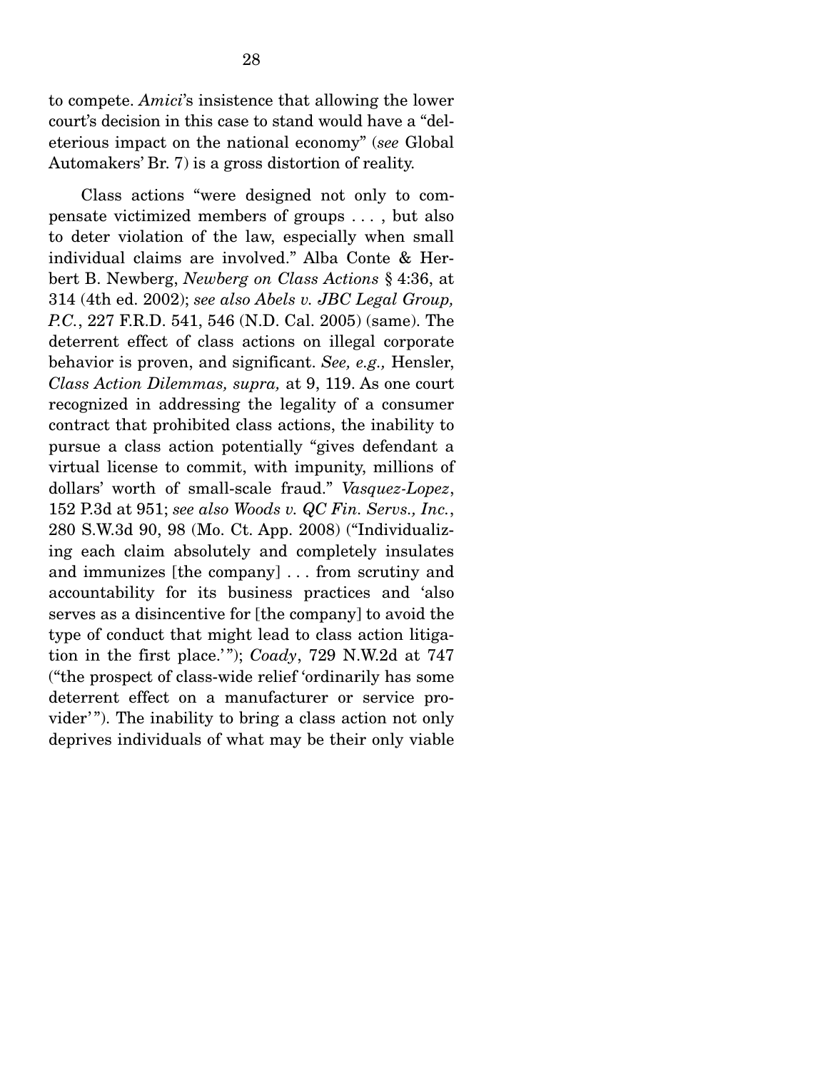to compete. *Amici*'s insistence that allowing the lower court's decision in this case to stand would have a "deleterious impact on the national economy" (*see* Global Automakers' Br. 7) is a gross distortion of reality.

Class actions "were designed not only to compensate victimized members of groups . . . , but also to deter violation of the law, especially when small individual claims are involved." Alba Conte & Herbert B. Newberg, *Newberg on Class Actions* § 4:36, at 314 (4th ed. 2002); *see also Abels v. JBC Legal Group, P.C.*, 227 F.R.D. 541, 546 (N.D. Cal. 2005) (same). The deterrent effect of class actions on illegal corporate behavior is proven, and significant. *See, e.g.,* Hensler, *Class Action Dilemmas, supra,* at 9, 119. As one court recognized in addressing the legality of a consumer contract that prohibited class actions, the inability to pursue a class action potentially "gives defendant a virtual license to commit, with impunity, millions of dollars' worth of small-scale fraud." *Vasquez-Lopez*, 152 P.3d at 951; *see also Woods v. QC Fin. Servs., Inc.*, 280 S.W.3d 90, 98 (Mo. Ct. App. 2008) ("Individualizing each claim absolutely and completely insulates and immunizes [the company] . . . from scrutiny and accountability for its business practices and 'also serves as a disincentive for [the company] to avoid the type of conduct that might lead to class action litigation in the first place.'"); *Coady*, 729 N.W.2d at 747 ("the prospect of class-wide relief 'ordinarily has some deterrent effect on a manufacturer or service provider'"). The inability to bring a class action not only deprives individuals of what may be their only viable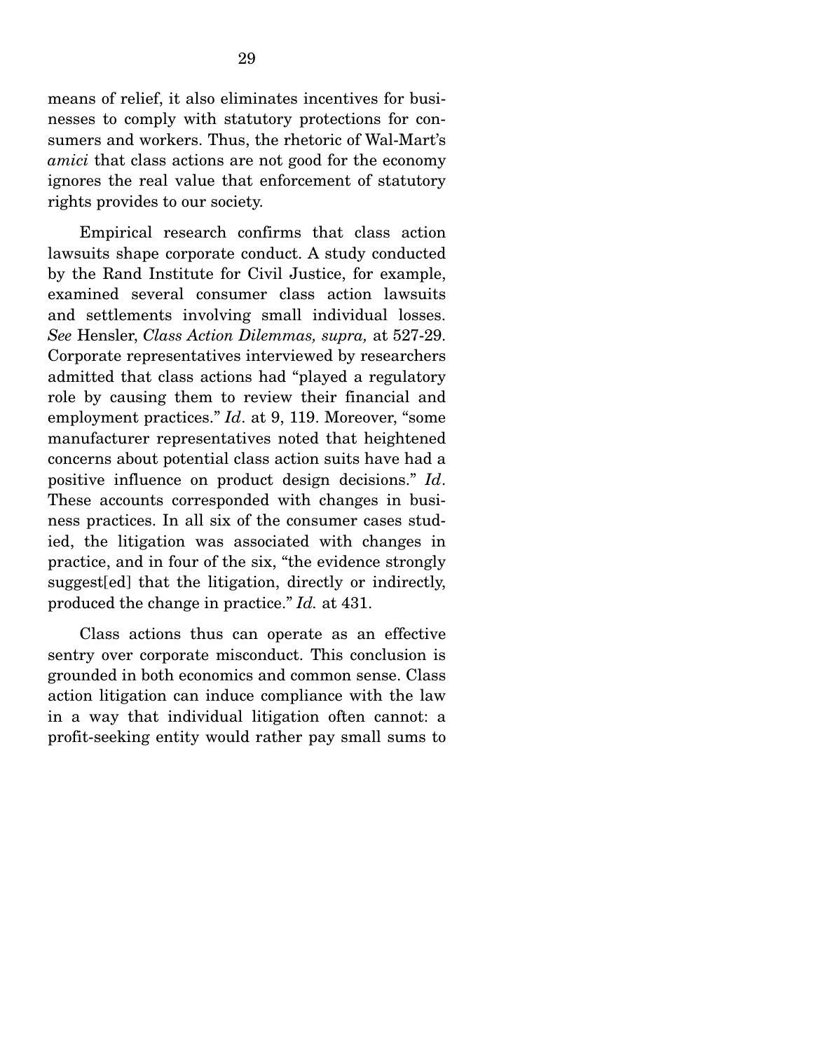means of relief, it also eliminates incentives for businesses to comply with statutory protections for consumers and workers. Thus, the rhetoric of Wal-Mart's *amici* that class actions are not good for the economy ignores the real value that enforcement of statutory rights provides to our society.

Empirical research confirms that class action lawsuits shape corporate conduct. A study conducted by the Rand Institute for Civil Justice, for example, examined several consumer class action lawsuits and settlements involving small individual losses. *See* Hensler, *Class Action Dilemmas, supra,* at 527-29. Corporate representatives interviewed by researchers admitted that class actions had "played a regulatory role by causing them to review their financial and employment practices." *Id*. at 9, 119. Moreover, "some manufacturer representatives noted that heightened concerns about potential class action suits have had a positive influence on product design decisions." *Id*. These accounts corresponded with changes in business practices. In all six of the consumer cases studied, the litigation was associated with changes in practice, and in four of the six, "the evidence strongly suggest[ed] that the litigation, directly or indirectly, produced the change in practice." *Id.* at 431.

Class actions thus can operate as an effective sentry over corporate misconduct. This conclusion is grounded in both economics and common sense. Class action litigation can induce compliance with the law in a way that individual litigation often cannot: a profit-seeking entity would rather pay small sums to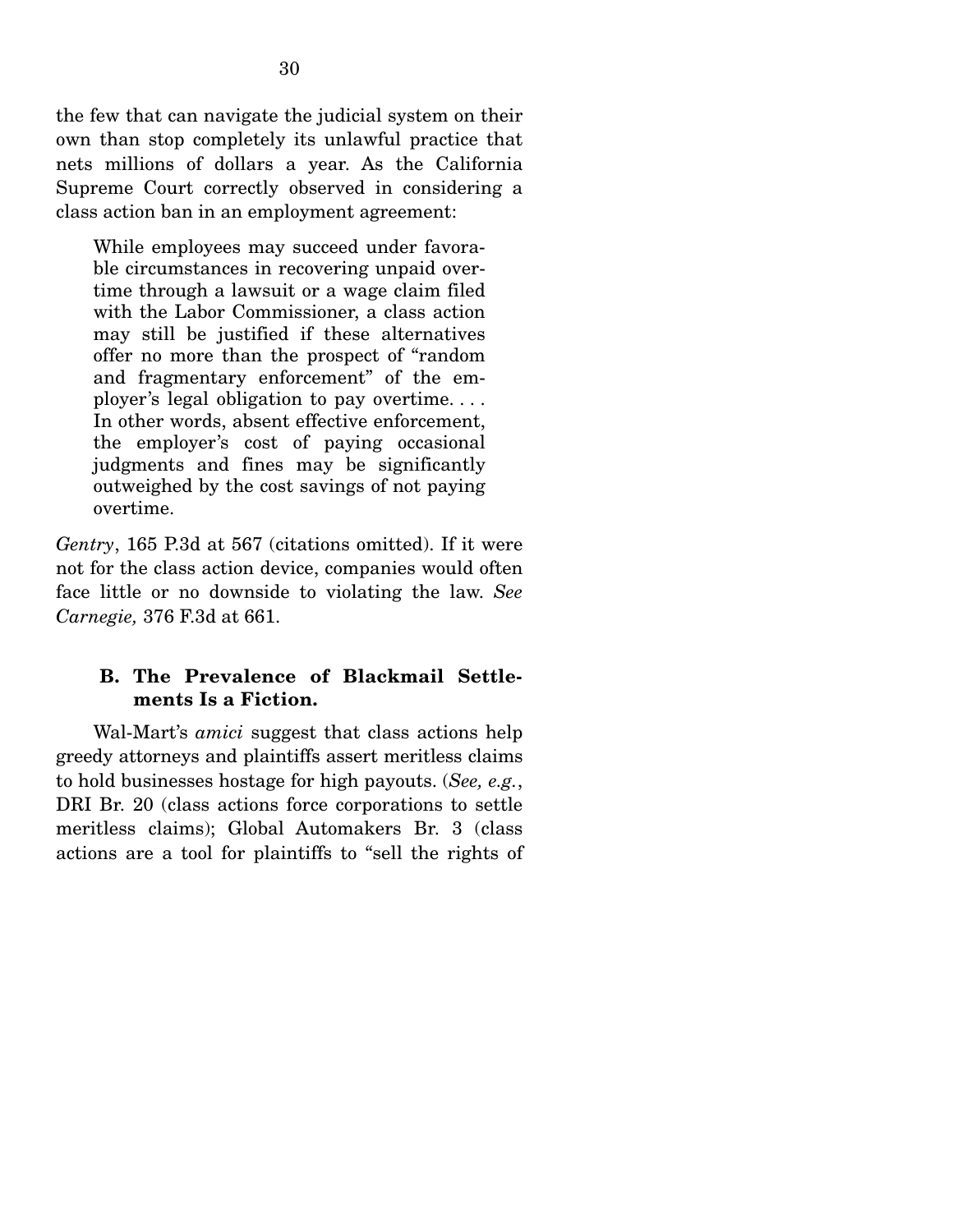the few that can navigate the judicial system on their own than stop completely its unlawful practice that nets millions of dollars a year. As the California Supreme Court correctly observed in considering a class action ban in an employment agreement:

> While employees may succeed under favorable circumstances in recovering unpaid overtime through a lawsuit or a wage claim filed with the Labor Commissioner, a class action may still be justified if these alternatives offer no more than the prospect of "random and fragmentary enforcement" of the employer's legal obligation to pay overtime. . . . In other words, absent effective enforcement, the employer's cost of paying occasional judgments and fines may be significantly outweighed by the cost savings of not paying overtime.

*Gentry*, 165 P.3d at 567 (citations omitted). If it were not for the class action device, companies would often face little or no downside to violating the law. *See Carnegie,* 376 F.3d at 661.

### B. The Prevalence of Blackmail Settlements Is a Fiction.

Wal-Mart's *amici* suggest that class actions help greedy attorneys and plaintiffs assert meritless claims to hold businesses hostage for high payouts. (*See, e.g.*, DRI Br. 20 (class actions force corporations to settle meritless claims); Global Automakers Br. 3 (class actions are a tool for plaintiffs to "sell the rights of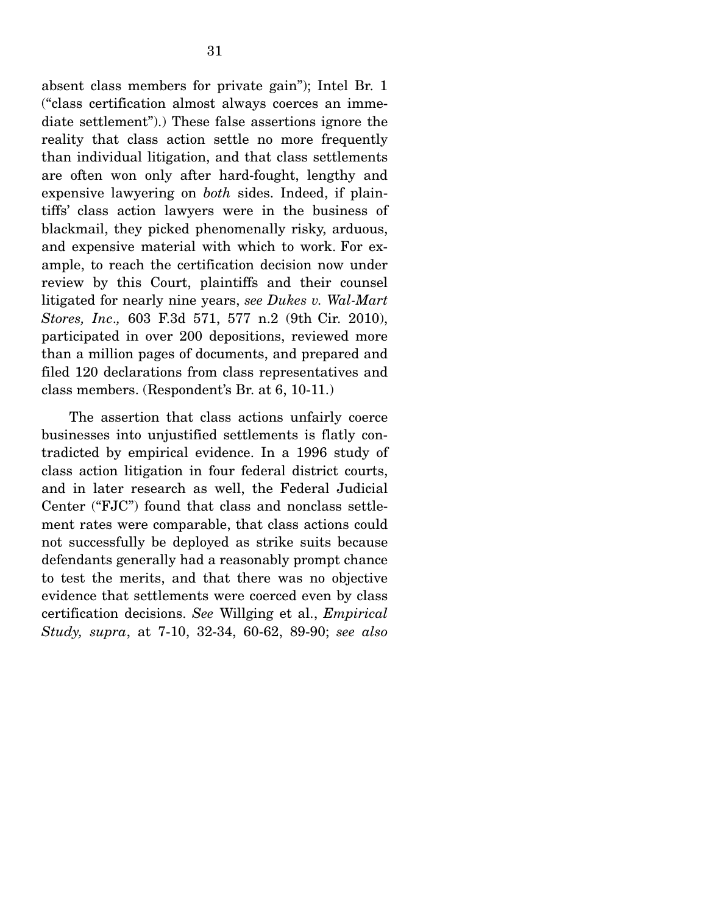absent class members for private gain"); Intel Br. 1 ("class certification almost always coerces an immediate settlement").) These false assertions ignore the reality that class action settle no more frequently than individual litigation, and that class settlements are often won only after hard-fought, lengthy and expensive lawyering on *both* sides. Indeed, if plaintiffs' class action lawyers were in the business of blackmail, they picked phenomenally risky, arduous, and expensive material with which to work. For example, to reach the certification decision now under review by this Court, plaintiffs and their counsel litigated for nearly nine years, *see Dukes v. Wal-Mart Stores, Inc.,* 603 F.3d 571, 577 n.2 (9th Cir. 2010), participated in over 200 depositions, reviewed more than a million pages of documents, and prepared and filed 120 declarations from class representatives and class members. (Respondent's Br. at 6, 10-11.)

The assertion that class actions unfairly coerce businesses into unjustified settlements is flatly contradicted by empirical evidence. In a 1996 study of class action litigation in four federal district courts, and in later research as well, the Federal Judicial Center ("FJC") found that class and nonclass settlement rates were comparable, that class actions could not successfully be deployed as strike suits because defendants generally had a reasonably prompt chance to test the merits, and that there was no objective evidence that settlements were coerced even by class certification decisions. *See* Willging et al., *Empirical Study, supra*, at 7-10, 32-34, 60-62, 89-90; *see also*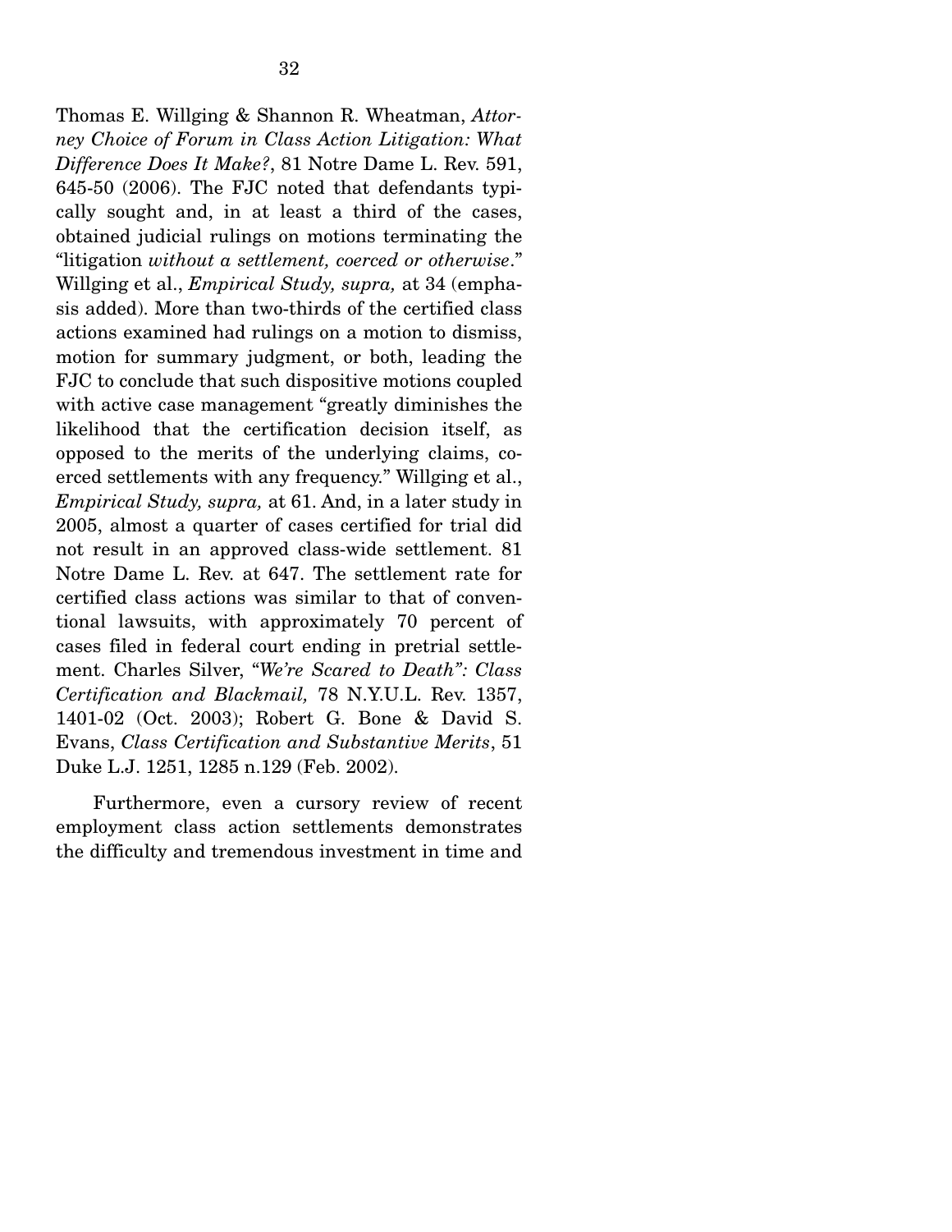Thomas E. Willging & Shannon R. Wheatman, *Attorney Choice of Forum in Class Action Litigation: What Difference Does It Make?*, 81 Notre Dame L. Rev. 591, 645-50 (2006). The FJC noted that defendants typically sought and, in at least a third of the cases, obtained judicial rulings on motions terminating the "litigation *without a settlement, coerced or otherwise*." Willging et al., *Empirical Study, supra,* at 34 (emphasis added). More than two-thirds of the certified class actions examined had rulings on a motion to dismiss, motion for summary judgment, or both, leading the FJC to conclude that such dispositive motions coupled with active case management "greatly diminishes the likelihood that the certification decision itself, as opposed to the merits of the underlying claims, coerced settlements with any frequency." Willging et al., *Empirical Study, supra,* at 61. And, in a later study in 2005, almost a quarter of cases certified for trial did not result in an approved class-wide settlement. 81 Notre Dame L. Rev. at 647. The settlement rate for certified class actions was similar to that of conventional lawsuits, with approximately 70 percent of cases filed in federal court ending in pretrial settlement. Charles Silver, *"We're Scared to Death": Class Certification and Blackmail,* 78 N.Y.U.L. Rev. 1357, 1401-02 (Oct. 2003); Robert G. Bone & David S. Evans, *Class Certification and Substantive Merits*, 51 Duke L.J. 1251, 1285 n.129 (Feb. 2002).

Furthermore, even a cursory review of recent employment class action settlements demonstrates the difficulty and tremendous investment in time and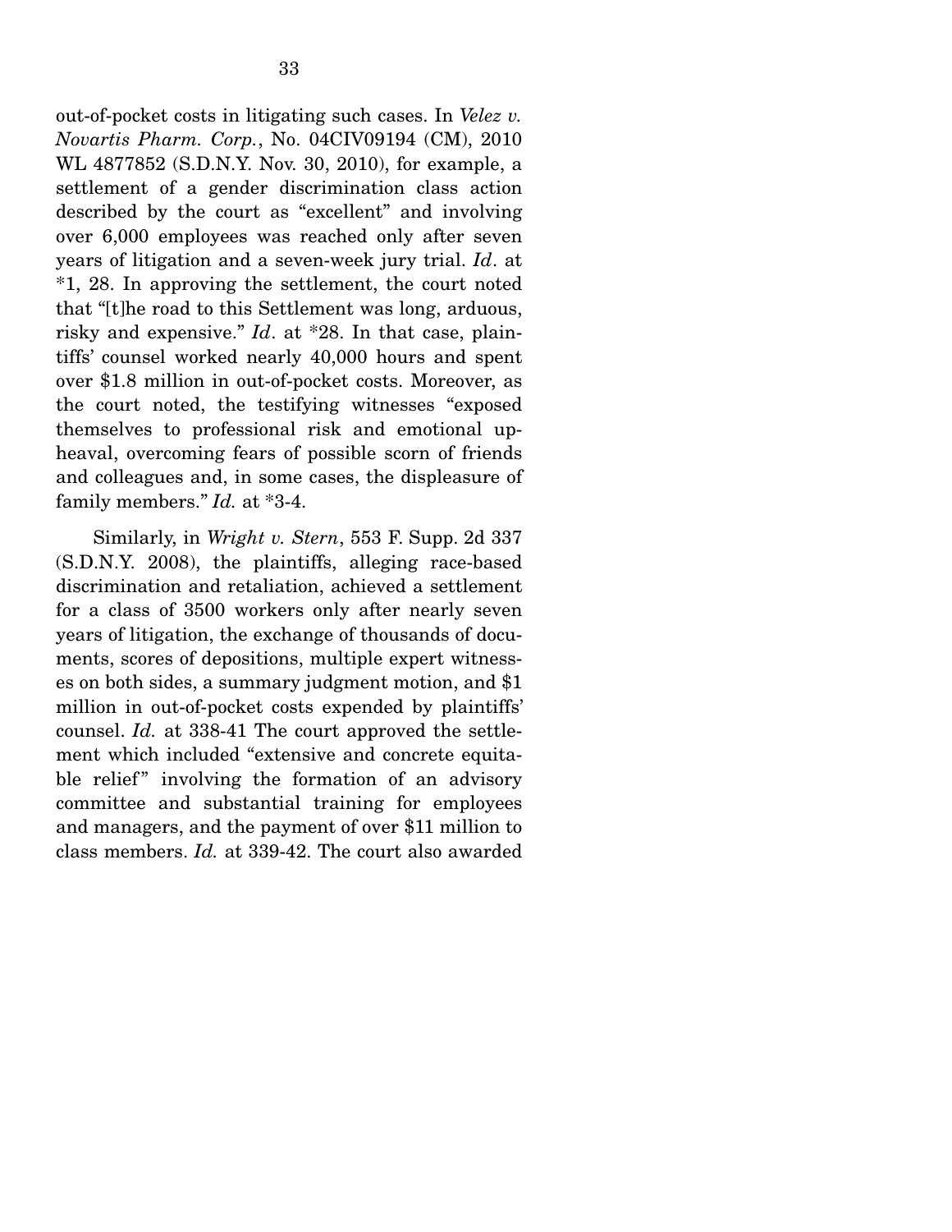out-of-pocket costs in litigating such cases. In *Velez v. Novartis Pharm. Corp.*, No. 04CIV09194 (CM), 2010 WL 4877852 (S.D.N.Y. Nov. 30, 2010), for example, a settlement of a gender discrimination class action described by the court as "excellent" and involving over 6,000 employees was reached only after seven years of litigation and a seven-week jury trial. *Id*. at *1, 28. In approving the settlement, the court noted that "[t]he road to this Settlement was long, arduous, risky and expensive." *Id*. at *28. In that case, plaintiffs' counsel worked nearly 40,000 hours and spent over $1.8 million in out-of-pocket costs. Moreover, as the court noted, the testifying witnesses "exposed themselves to professional risk and emotional upheaval, overcoming fears of possible scorn of friends and colleagues and, in some cases, the displeasure of family members." *Id.* at *3-4.

Similarly, in *Wright v. Stern*, 553 F. Supp. 2d 337 (S.D.N.Y. 2008), the plaintiffs, alleging race-based discrimination and retaliation, achieved a settlement for a class of 3500 workers only after nearly seven years of litigation, the exchange of thousands of documents, scores of depositions, multiple expert witnesses on both sides, a summary judgment motion, and $1 million in out-of-pocket costs expended by plaintiffs' counsel. *Id.* at 338-41 The court approved the settlement which included "extensive and concrete equitable relief" involving the formation of an advisory committee and substantial training for employees and managers, and the payment of over $11 million to class members. *Id.* at 339-42. The court also awarded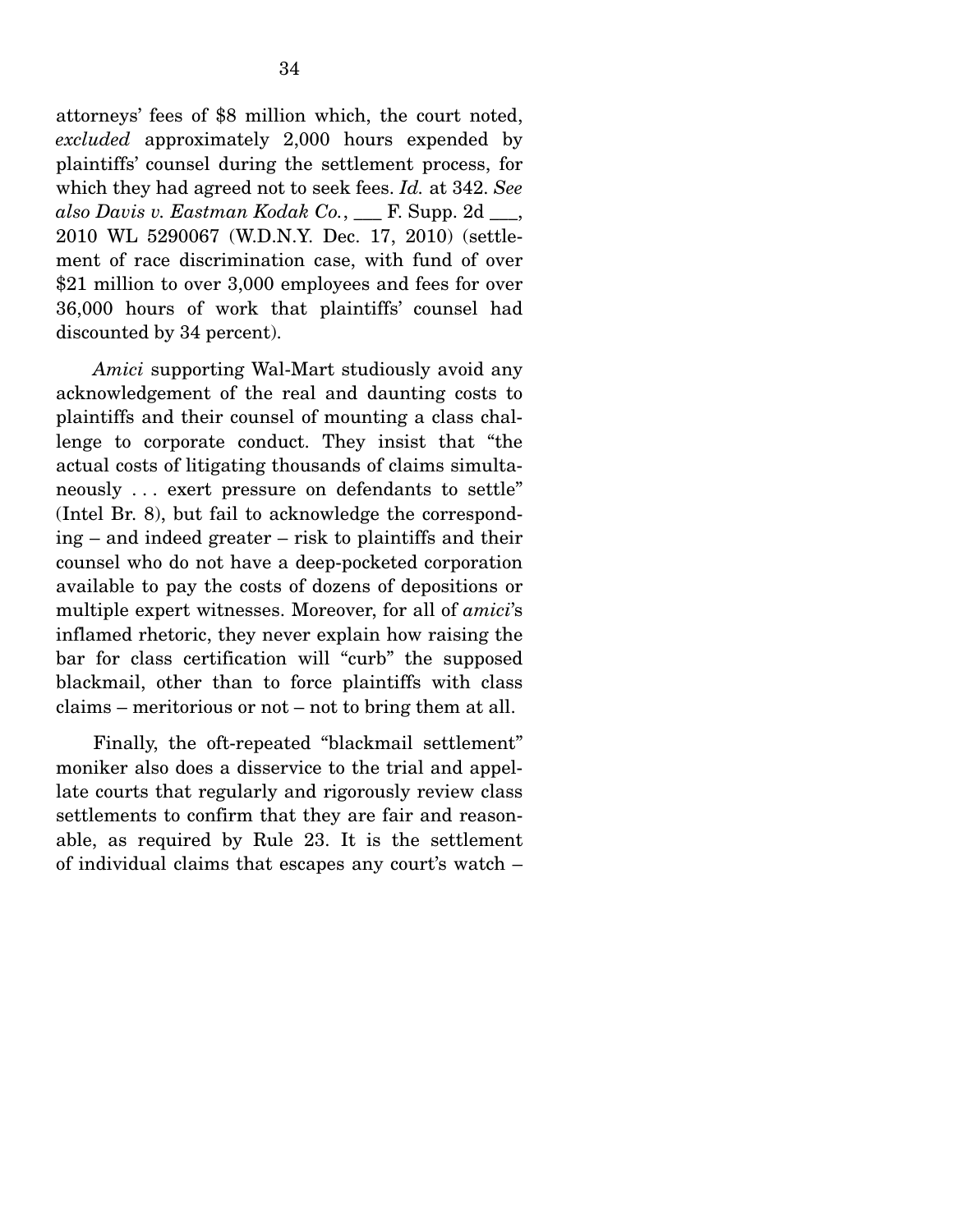attorneys' fees of $8 million which, the court noted, *excluded* approximately 2,000 hours expended by plaintiffs' counsel during the settlement process, for which they had agreed not to seek fees. *Id.* at 342. *See also Davis v. Eastman Kodak Co.*, ___ F. Supp. 2d ___, 2010 WL 5290067 (W.D.N.Y. Dec. 17, 2010) (settlement of race discrimination case, with fund of over $21 million to over 3,000 employees and fees for over 36,000 hours of work that plaintiffs' counsel had discounted by 34 percent).

*Amici* supporting Wal-Mart studiously avoid any acknowledgement of the real and daunting costs to plaintiffs and their counsel of mounting a class challenge to corporate conduct. They insist that "the actual costs of litigating thousands of claims simultaneously . . . exert pressure on defendants to settle" (Intel Br. 8), but fail to acknowledge the corresponding – and indeed greater – risk to plaintiffs and their counsel who do not have a deep-pocketed corporation available to pay the costs of dozens of depositions or multiple expert witnesses. Moreover, for all of *amici*'s inflamed rhetoric, they never explain how raising the bar for class certification will "curb" the supposed blackmail, other than to force plaintiffs with class claims – meritorious or not – not to bring them at all.

Finally, the oft-repeated "blackmail settlement" moniker also does a disservice to the trial and appellate courts that regularly and rigorously review class settlements to confirm that they are fair and reasonable, as required by Rule 23. It is the settlement of individual claims that escapes any court's watch –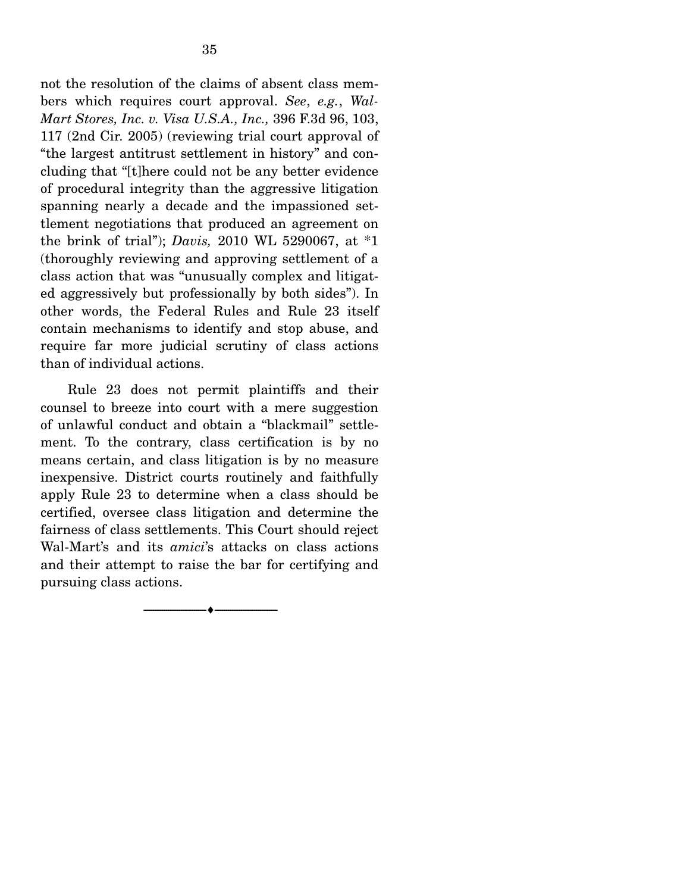not the resolution of the claims of absent class members which requires court approval. *See*, *e.g.*, *Wal-Mart Stores, Inc. v. Visa U.S.A., Inc.,* 396 F.3d 96, 103, 117 (2nd Cir. 2005) (reviewing trial court approval of "the largest antitrust settlement in history" and concluding that "[t]here could not be any better evidence of procedural integrity than the aggressive litigation spanning nearly a decade and the impassioned settlement negotiations that produced an agreement on the brink of trial"); *Davis,* 2010 WL 5290067, at *1 (thoroughly reviewing and approving settlement of a class action that was "unusually complex and litigated aggressively but professionally by both sides"). In other words, the Federal Rules and Rule 23 itself contain mechanisms to identify and stop abuse, and require far more judicial scrutiny of class actions than of individual actions.

Rule 23 does not permit plaintiffs and their counsel to breeze into court with a mere suggestion of unlawful conduct and obtain a "blackmail" settlement. To the contrary, class certification is by no means certain, and class litigation is by no measure inexpensive. District courts routinely and faithfully apply Rule 23 to determine when a class should be certified, oversee class litigation and determine the fairness of class settlements. This Court should reject Wal-Mart's and its *amici*'s attacks on class actions and their attempt to raise the bar for certifying and pursuing class actions.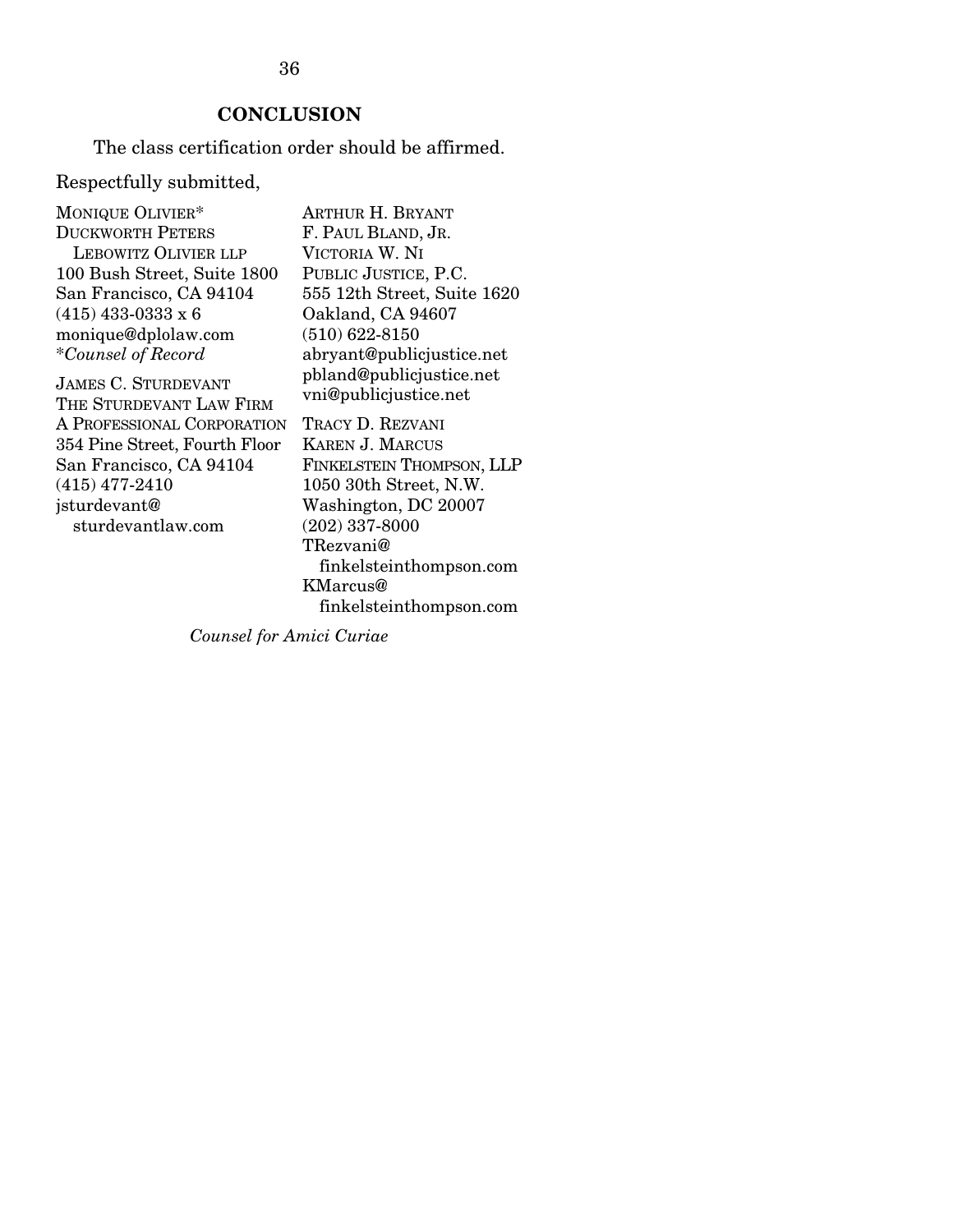## CONCLUSION

The class certification order should be affirmed.

Respectfully submitted,

MONIQUE OLIVIER*
DUCKWORTH PETERS
LEBOWITZ OLIVIER LLP
100 Bush Street, Suite 1800
San Francisco, CA 94104
(415) 433-0333 x 6
monique@dplolaw.com
**Counsel of Record*

JAMES C. STURDEVANT
THE STURDEVANT LAW FIRM
A PROFESSIONAL CORPORATION
354 Pine Street, Fourth Floor
San Francisco, CA 94104
(415) 477-2410
jsturdevant@sturdevantlaw.com

ARTHUR H. BRYANT
F. PAUL BLAND, JR.
VICTORIA W. NI
PUBLIC JUSTICE, P.C.
555 12th Street, Suite 1620
Oakland, CA 94607
(510) 622-8150
abryant@publicjustice.net
pbland@publicjustice.net
vni@publicjustice.net

TRACY D. REZVANI
KAREN J. MARCUS
FINKELSTEIN THOMPSON, LLP
1050 30th Street, N.W.
Washington, DC 20007
(202) 337-8000
TRezvani@finkelsteinthompson.com
KMarcus@finkelsteinthompson.com

*Counsel for Amici Curiae*